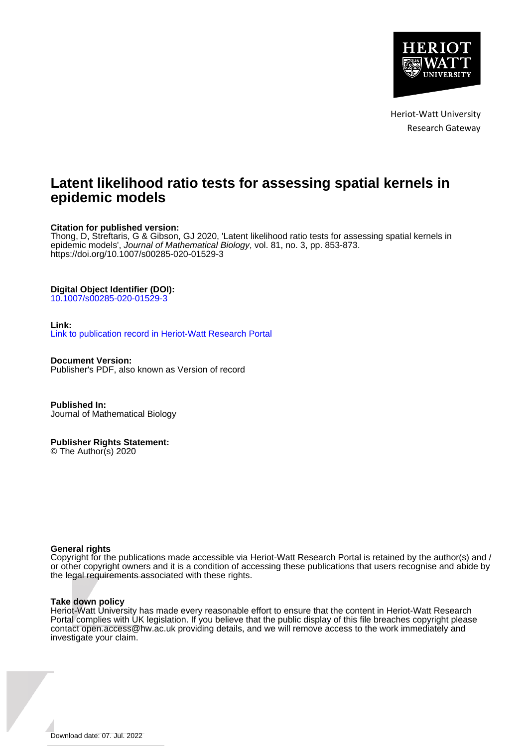Heriot-Watt University
Research Gateway

# Latent likelihood ratio tests for assessing spatial kernels in epidemic models

**Citation for published version:**
Thong, D, Streftaris, G & Gibson, GJ 2020, 'Latent likelihood ratio tests for assessing spatial kernels in epidemic models', *Journal of Mathematical Biology*, vol. 81, no. 3, pp. 853-873.
https://doi.org/10.1007/s00285-020-01529-3

**Digital Object Identifier (DOI):**
10.1007/s00285-020-01529-3

**Link:**
Link to publication record in Heriot-Watt Research Portal

**Document Version:**
Publisher's PDF, also known as Version of record

**Published In:**
Journal of Mathematical Biology

**Publisher Rights Statement:**
© The Author(s) 2020

**General rights**
Copyright for the publications made accessible via Heriot-Watt Research Portal is retained by the author(s) and / or other copyright owners and it is a condition of accessing these publications that users recognise and abide by the legal requirements associated with these rights.

**Take down policy**
Heriot-Watt University has made every reasonable effort to ensure that the content in Heriot-Watt Research Portal complies with UK legislation. If you believe that the public display of this file breaches copyright please contact open.access@hw.ac.uk providing details, and we will remove access to the work immediately and investigate your claim.

Download date: 07. Jul. 2022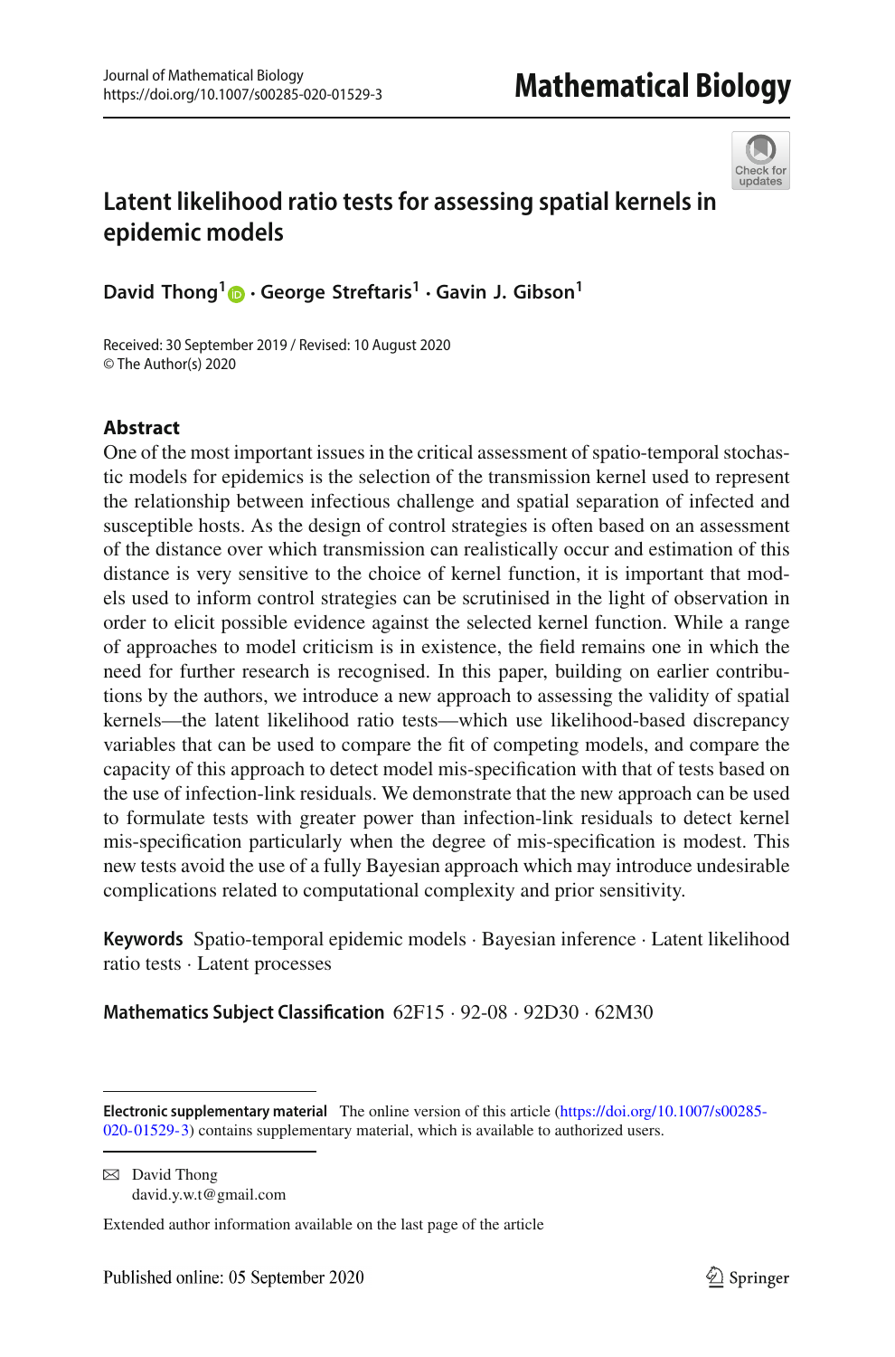# Latent likelihood ratio tests for assessing spatial kernels in epidemic models

**David Thong**[1] · **George Streftaris**[1] · **Gavin J. Gibson**[1]

Received: 30 September 2019 / Revised: 10 August 2020
© The Author(s) 2020

## Abstract

One of the most important issues in the critical assessment of spatio-temporal stochastic models for epidemics is the selection of the transmission kernel used to represent the relationship between infectious challenge and spatial separation of infected and susceptible hosts. As the design of control strategies is often based on an assessment of the distance over which transmission can realistically occur and estimation of this distance is very sensitive to the choice of kernel function, it is important that models used to inform control strategies can be scrutinised in the light of observation in order to elicit possible evidence against the selected kernel function. While a range of approaches to model criticism is in existence, the field remains one in which the need for further research is recognised. In this paper, building on earlier contributions by the authors, we introduce a new approach to assessing the validity of spatial kernels—the latent likelihood ratio tests—which use likelihood-based discrepancy variables that can be used to compare the fit of competing models, and compare the capacity of this approach to detect model mis-specification with that of tests based on the use of infection-link residuals. We demonstrate that the new approach can be used to formulate tests with greater power than infection-link residuals to detect kernel mis-specification particularly when the degree of mis-specification is modest. This new tests avoid the use of a fully Bayesian approach which may introduce undesirable complications related to computational complexity and prior sensitivity.

**Keywords** Spatio-temporal epidemic models · Bayesian inference · Latent likelihood ratio tests · Latent processes

**Mathematics Subject Classification** 62F15 · 92-08 · 92D30 · 62M30

**Electronic supplementary material** The online version of this article (https://doi.org/10.1007/s00285-020-01529-3) contains supplementary material, which is available to authorized users.

✉ David Thong
david.y.w.t@gmail.com

Extended author information available on the last page of the article

Published online: 05 September 2020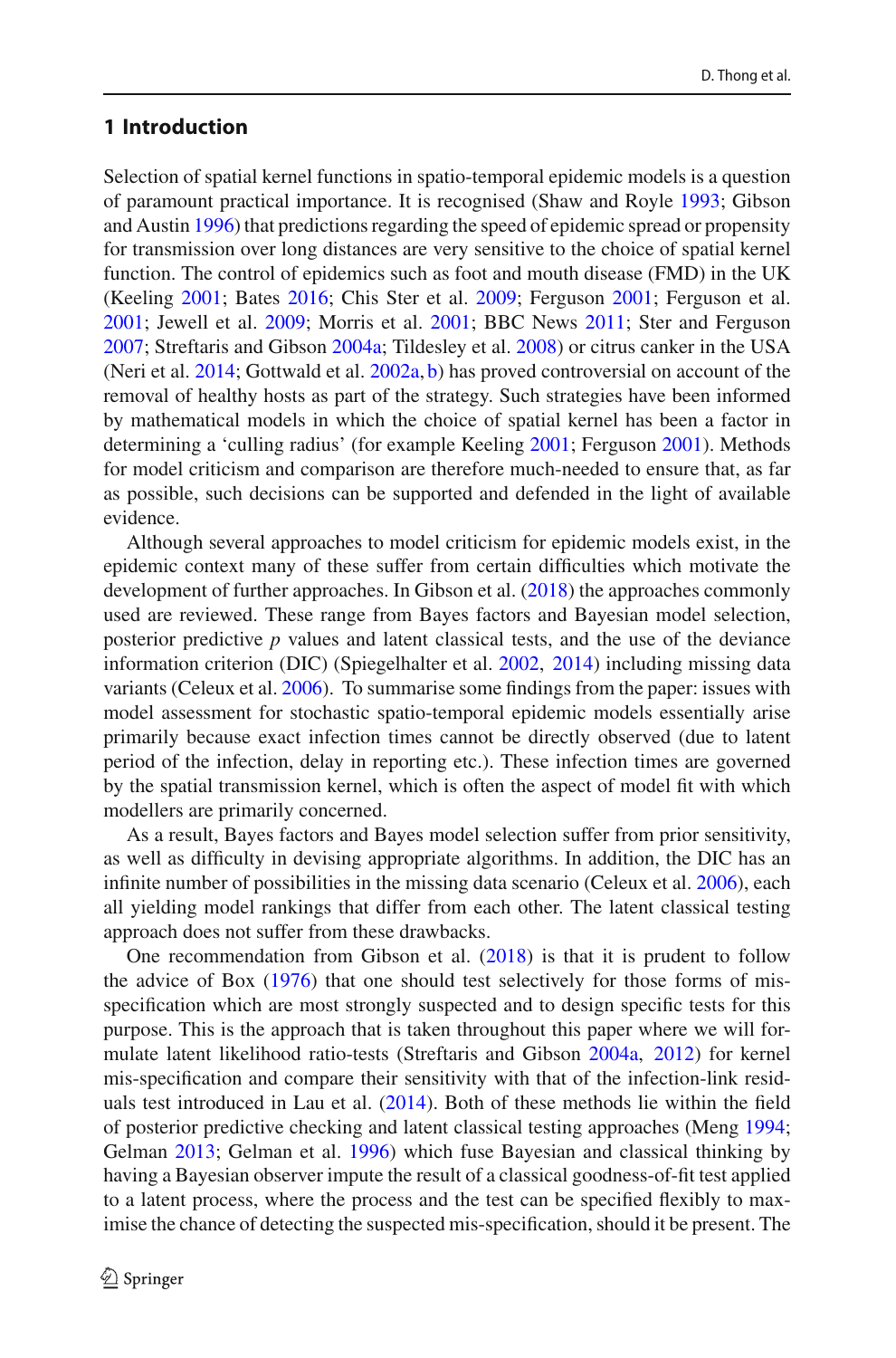## 1 Introduction

Selection of spatial kernel functions in spatio-temporal epidemic models is a question of paramount practical importance. It is recognised (Shaw and Royle 1993; Gibson and Austin 1996) that predictions regarding the speed of epidemic spread or propensity for transmission over long distances are very sensitive to the choice of spatial kernel function. The control of epidemics such as foot and mouth disease (FMD) in the UK (Keeling 2001; Bates 2016; Chis Ster et al. 2009; Ferguson 2001; Ferguson et al. 2001; Jewell et al. 2009; Morris et al. 2001; BBC News 2011; Ster and Ferguson 2007; Streftaris and Gibson 2004a; Tildesley et al. 2008) or citrus canker in the USA (Neri et al. 2014; Gottwald et al. 2002a, b) has proved controversial on account of the removal of healthy hosts as part of the strategy. Such strategies have been informed by mathematical models in which the choice of spatial kernel has been a factor in determining a 'culling radius' (for example Keeling 2001; Ferguson 2001). Methods for model criticism and comparison are therefore much-needed to ensure that, as far as possible, such decisions can be supported and defended in the light of available evidence.

Although several approaches to model criticism for epidemic models exist, in the epidemic context many of these suffer from certain difficulties which motivate the development of further approaches. In Gibson et al. (2018) the approaches commonly used are reviewed. These range from Bayes factors and Bayesian model selection, posterior predictive $p$ values and latent classical tests, and the use of the deviance information criterion (DIC) (Spiegelhalter et al. 2002, 2014) including missing data variants (Celeux et al. 2006). To summarise some findings from the paper: issues with model assessment for stochastic spatio-temporal epidemic models essentially arise primarily because exact infection times cannot be directly observed (due to latent period of the infection, delay in reporting etc.). These infection times are governed by the spatial transmission kernel, which is often the aspect of model fit with which modellers are primarily concerned.

As a result, Bayes factors and Bayes model selection suffer from prior sensitivity, as well as difficulty in devising appropriate algorithms. In addition, the DIC has an infinite number of possibilities in the missing data scenario (Celeux et al. 2006), each all yielding model rankings that differ from each other. The latent classical testing approach does not suffer from these drawbacks.

One recommendation from Gibson et al. (2018) is that it is prudent to follow the advice of Box (1976) that one should test selectively for those forms of mis-specification which are most strongly suspected and to design specific tests for this purpose. This is the approach that is taken throughout this paper where we will formulate latent likelihood ratio-tests (Streftaris and Gibson 2004a, 2012) for kernel mis-specification and compare their sensitivity with that of the infection-link residuals test introduced in Lau et al. (2014). Both of these methods lie within the field of posterior predictive checking and latent classical testing approaches (Meng 1994; Gelman 2013; Gelman et al. 1996) which fuse Bayesian and classical thinking by having a Bayesian observer impute the result of a classical goodness-of-fit test applied to a latent process, where the process and the test can be specified flexibly to maximise the chance of detecting the suspected mis-specification, should it be present. The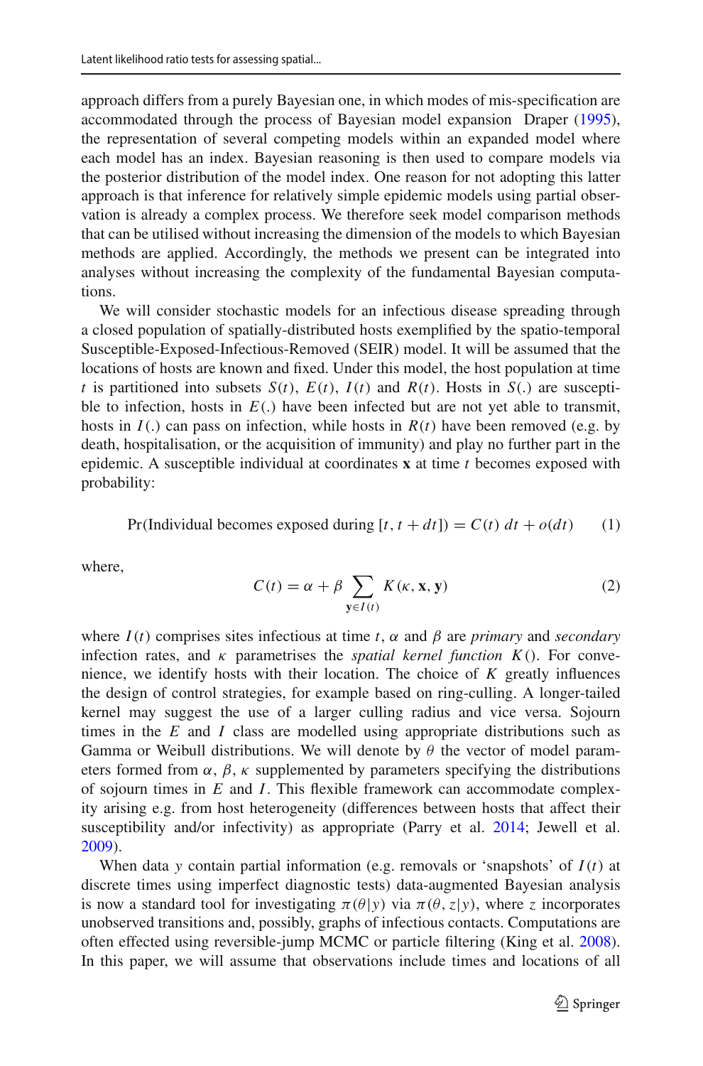approach differs from a purely Bayesian one, in which modes of mis-specification are accommodated through the process of Bayesian model expansion Draper (1995), the representation of several competing models within an expanded model where each model has an index. Bayesian reasoning is then used to compare models via the posterior distribution of the model index. One reason for not adopting this latter approach is that inference for relatively simple epidemic models using partial observation is already a complex process. We therefore seek model comparison methods that can be utilised without increasing the dimension of the models to which Bayesian methods are applied. Accordingly, the methods we present can be integrated into analyses without increasing the complexity of the fundamental Bayesian computations.

We will consider stochastic models for an infectious disease spreading through a closed population of spatially-distributed hosts exemplified by the spatio-temporal Susceptible-Exposed-Infectious-Removed (SEIR) model. It will be assumed that the locations of hosts are known and fixed. Under this model, the host population at time $t$ is partitioned into subsets $S(t)$, $E(t)$, $I(t)$ and $R(t)$. Hosts in $S(.)$ are susceptible to infection, hosts in $E(.)$ have been infected but are not yet able to transmit, hosts in $I(.)$ can pass on infection, while hosts in $R(t)$ have been removed (e.g. by death, hospitalisation, or the acquisition of immunity) and play no further part in the epidemic. A susceptible individual at coordinates $\mathbf{x}$ at time $t$ becomes exposed with probability:

$$\Pr(\text{Individual becomes exposed during } [t, t + dt]) = C(t)\, dt + o(dt) \tag{1}$$

where,

$$C(t) = \alpha + \beta \sum_{\mathbf{y} \in I(t)} K(\kappa, \mathbf{x}, \mathbf{y}) \tag{2}$$

where $I(t)$ comprises sites infectious at time $t$, $\alpha$ and $\beta$ are *primary* and *secondary* infection rates, and $\kappa$ parametrises the *spatial kernel function* $K()$. For convenience, we identify hosts with their location. The choice of $K$ greatly influences the design of control strategies, for example based on ring-culling. A longer-tailed kernel may suggest the use of a larger culling radius and vice versa. Sojourn times in the $E$ and $I$ class are modelled using appropriate distributions such as Gamma or Weibull distributions. We will denote by $\theta$ the vector of model parameters formed from $\alpha$, $\beta$, $\kappa$ supplemented by parameters specifying the distributions of sojourn times in $E$ and $I$. This flexible framework can accommodate complexity arising e.g. from host heterogeneity (differences between hosts that affect their susceptibility and/or infectivity) as appropriate (Parry et al. 2014; Jewell et al. 2009).

When data $y$ contain partial information (e.g. removals or 'snapshots' of $I(t)$ at discrete times using imperfect diagnostic tests) data-augmented Bayesian analysis is now a standard tool for investigating $\pi(\theta|y)$ via $\pi(\theta, z|y)$, where $z$ incorporates unobserved transitions and, possibly, graphs of infectious contacts. Computations are often effected using reversible-jump MCMC or particle filtering (King et al. 2008). In this paper, we will assume that observations include times and locations of all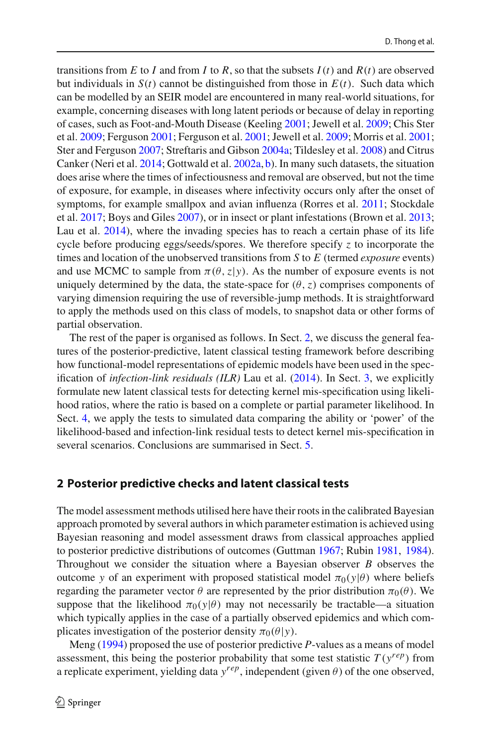transitions from $E$ to $I$ and from $I$ to $R$, so that the subsets $I(t)$ and $R(t)$ are observed but individuals in $S(t)$ cannot be distinguished from those in $E(t)$. Such data which can be modelled by an SEIR model are encountered in many real-world situations, for example, concerning diseases with long latent periods or because of delay in reporting of cases, such as Foot-and-Mouth Disease (Keeling 2001; Jewell et al. 2009; Chis Ster et al. 2009; Ferguson 2001; Ferguson et al. 2001; Jewell et al. 2009; Morris et al. 2001; Ster and Ferguson 2007; Streftaris and Gibson 2004a; Tildesley et al. 2008) and Citrus Canker (Neri et al. 2014; Gottwald et al. 2002a, b). In many such datasets, the situation does arise where the times of infectiousness and removal are observed, but not the time of exposure, for example, in diseases where infectivity occurs only after the onset of symptoms, for example smallpox and avian influenza (Rorres et al. 2011; Stockdale et al. 2017; Boys and Giles 2007), or in insect or plant infestations (Brown et al. 2013; Lau et al. 2014), where the invading species has to reach a certain phase of its life cycle before producing eggs/seeds/spores. We therefore specify $z$ to incorporate the times and location of the unobserved transitions from $S$ to $E$ (termed *exposure* events) and use MCMC to sample from $\pi(\theta, z|y)$. As the number of exposure events is not uniquely determined by the data, the state-space for $(\theta, z)$ comprises components of varying dimension requiring the use of reversible-jump methods. It is straightforward to apply the methods used on this class of models, to snapshot data or other forms of partial observation.

The rest of the paper is organised as follows. In Sect. 2, we discuss the general features of the posterior-predictive, latent classical testing framework before describing how functional-model representations of epidemic models have been used in the specification of *infection-link residuals (ILR)* Lau et al. (2014). In Sect. 3, we explicitly formulate new latent classical tests for detecting kernel mis-specification using likelihood ratios, where the ratio is based on a complete or partial parameter likelihood. In Sect. 4, we apply the tests to simulated data comparing the ability or 'power' of the likelihood-based and infection-link residual tests to detect kernel mis-specification in several scenarios. Conclusions are summarised in Sect. 5.

## 2 Posterior predictive checks and latent classical tests

The model assessment methods utilised here have their roots in the calibrated Bayesian approach promoted by several authors in which parameter estimation is achieved using Bayesian reasoning and model assessment draws from classical approaches applied to posterior predictive distributions of outcomes (Guttman 1967; Rubin 1981, 1984). Throughout we consider the situation where a Bayesian observer $B$ observes the outcome $y$ of an experiment with proposed statistical model $\pi_0(y|\theta)$ where beliefs regarding the parameter vector $\theta$ are represented by the prior distribution $\pi_0(\theta)$. We suppose that the likelihood $\pi_0(y|\theta)$ may not necessarily be tractable—a situation which typically applies in the case of a partially observed epidemics and which complicates investigation of the posterior density $\pi_0(\theta|y)$.

Meng (1994) proposed the use of posterior predictive $P$-values as a means of model assessment, this being the posterior probability that some test statistic $T(y^{rep})$ from a replicate experiment, yielding data $y^{rep}$, independent (given $\theta$) of the one observed,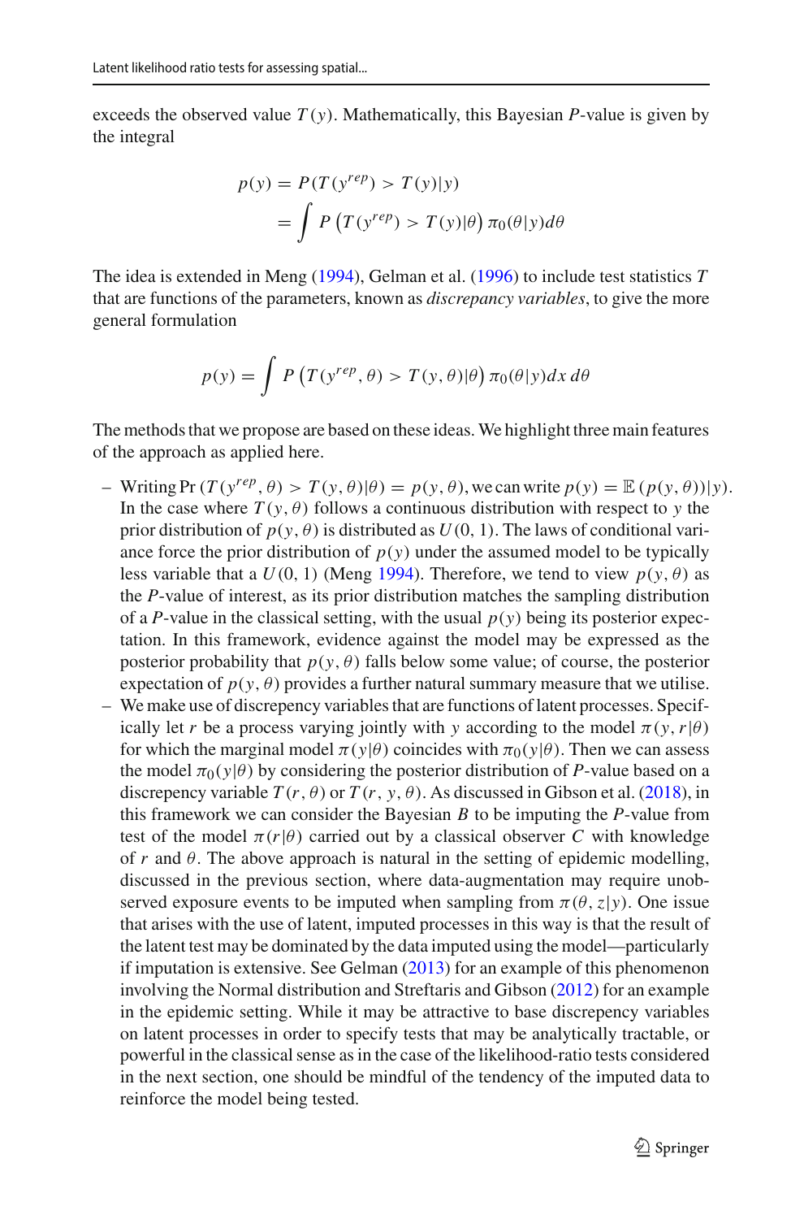exceeds the observed value $T(y)$. Mathematically, this Bayesian $P$-value is given by the integral

$$
\begin{aligned}
p(y) &= P(T(y^{rep}) > T(y)|y) \\
&= \int P\left(T(y^{rep}) > T(y)|\theta\right) \pi_0(\theta|y) d\theta
\end{aligned}
$$

The idea is extended in Meng (1994), Gelman et al. (1996) to include test statistics $T$ that are functions of the parameters, known as *discrepancy variables*, to give the more general formulation

$$
p(y) = \int P\left(T(y^{rep}, \theta) > T(y, \theta)|\theta\right) \pi_0(\theta|y) dx\, d\theta
$$

The methods that we propose are based on these ideas. We highlight three main features of the approach as applied here.

- Writing $\Pr\left(T(y^{rep}, \theta) > T(y, \theta)|\theta\right) = p(y, \theta)$, we can write $p(y) = \mathbb{E}\left(p(y, \theta)\right)|y)$. In the case where $T(y, \theta)$ follows a continuous distribution with respect to $y$ the prior distribution of $p(y, \theta)$ is distributed as $U(0, 1)$. The laws of conditional variance force the prior distribution of $p(y)$ under the assumed model to be typically less variable that a $U(0, 1)$ (Meng 1994). Therefore, we tend to view $p(y, \theta)$ as the $P$-value of interest, as its prior distribution matches the sampling distribution of a $P$-value in the classical setting, with the usual $p(y)$ being its posterior expectation. In this framework, evidence against the model may be expressed as the posterior probability that $p(y, \theta)$ falls below some value; of course, the posterior expectation of $p(y, \theta)$ provides a further natural summary measure that we utilise.
- We make use of discrepency variables that are functions of latent processes. Specifically let $r$ be a process varying jointly with $y$ according to the model $\pi(y, r|\theta)$ for which the marginal model $\pi(y|\theta)$ coincides with $\pi_0(y|\theta)$. Then we can assess the model $\pi_0(y|\theta)$ by considering the posterior distribution of $P$-value based on a discrepency variable $T(r, \theta)$ or $T(r, y, \theta)$. As discussed in Gibson et al. (2018), in this framework we can consider the Bayesian $B$ to be imputing the $P$-value from test of the model $\pi(r|\theta)$ carried out by a classical observer $C$ with knowledge of $r$ and $\theta$. The above approach is natural in the setting of epidemic modelling, discussed in the previous section, where data-augmentation may require unobserved exposure events to be imputed when sampling from $\pi(\theta, z|y)$. One issue that arises with the use of latent, imputed processes in this way is that the result of the latent test may be dominated by the data imputed using the model—particularly if imputation is extensive. See Gelman (2013) for an example of this phenomenon involving the Normal distribution and Streftaris and Gibson (2012) for an example in the epidemic setting. While it may be attractive to base discrepency variables on latent processes in order to specify tests that may be analytically tractable, or powerful in the classical sense as in the case of the likelihood-ratio tests considered in the next section, one should be mindful of the tendency of the imputed data to reinforce the model being tested.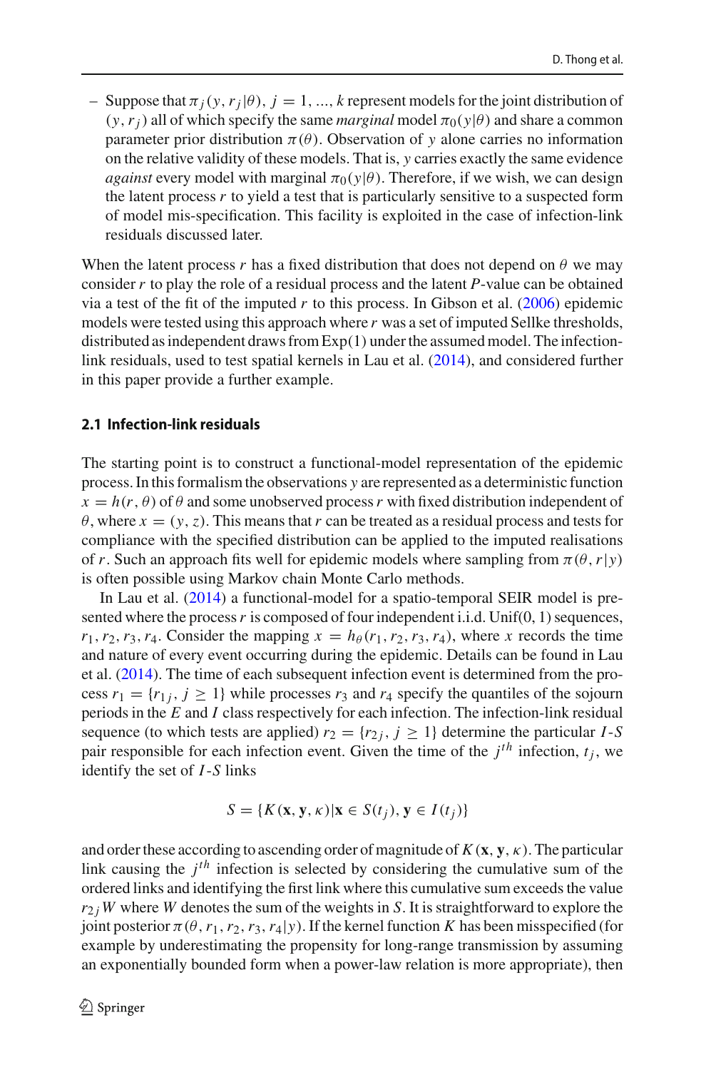– Suppose that $\pi_j(y, r_j|\theta),\ j = 1, ..., k$ represent models for the joint distribution of $(y, r_j)$ all of which specify the same *marginal* model $\pi_0(y|\theta)$ and share a common parameter prior distribution $\pi(\theta)$. Observation of $y$ alone carries no information on the relative validity of these models. That is, $y$ carries exactly the same evidence *against* every model with marginal $\pi_0(y|\theta)$. Therefore, if we wish, we can design the latent process $r$ to yield a test that is particularly sensitive to a suspected form of model mis-specification. This facility is exploited in the case of infection-link residuals discussed later.

When the latent process $r$ has a fixed distribution that does not depend on $\theta$ we may consider $r$ to play the role of a residual process and the latent $P$-value can be obtained via a test of the fit of the imputed $r$ to this process. In Gibson et al. (2006) epidemic models were tested using this approach where $r$ was a set of imputed Sellke thresholds, distributed as independent draws from Exp(1) under the assumed model. The infection-link residuals, used to test spatial kernels in Lau et al. (2014), and considered further in this paper provide a further example.

### 2.1 Infection-link residuals

The starting point is to construct a functional-model representation of the epidemic process. In this formalism the observations $y$ are represented as a deterministic function $x = h(r, \theta)$ of $\theta$ and some unobserved process $r$ with fixed distribution independent of $\theta$, where $x = (y, z)$. This means that $r$ can be treated as a residual process and tests for compliance with the specified distribution can be applied to the imputed realisations of $r$. Such an approach fits well for epidemic models where sampling from $\pi(\theta, r|y)$ is often possible using Markov chain Monte Carlo methods.

In Lau et al. (2014) a functional-model for a spatio-temporal SEIR model is presented where the process $r$ is composed of four independent i.i.d. Unif(0, 1) sequences, $r_1, r_2, r_3, r_4$. Consider the mapping $x = h_\theta(r_1, r_2, r_3, r_4)$, where $x$ records the time and nature of every event occurring during the epidemic. Details can be found in Lau et al. (2014). The time of each subsequent infection event is determined from the process $r_1 = \{r_{1j}, j \geq 1\}$ while processes $r_3$ and $r_4$ specify the quantiles of the sojourn periods in the $E$ and $I$ class respectively for each infection. The infection-link residual sequence (to which tests are applied) $r_2 = \{r_{2j}, j \geq 1\}$ determine the particular $I$-$S$ pair responsible for each infection event. Given the time of the $j^{th}$ infection, $t_j$, we identify the set of $I$-$S$ links

$$S = \{K(\mathbf{x}, \mathbf{y}, \kappa)|\mathbf{x} \in S(t_j), \mathbf{y} \in I(t_j)\}$$

and order these according to ascending order of magnitude of $K(\mathbf{x}, \mathbf{y}, \kappa)$. The particular link causing the $j^{th}$ infection is selected by considering the cumulative sum of the ordered links and identifying the first link where this cumulative sum exceeds the value $r_{2j}W$ where $W$ denotes the sum of the weights in $S$. It is straightforward to explore the joint posterior $\pi(\theta, r_1, r_2, r_3, r_4|y)$. If the kernel function $K$ has been misspecified (for example by underestimating the propensity for long-range transmission by assuming an exponentially bounded form when a power-law relation is more appropriate), then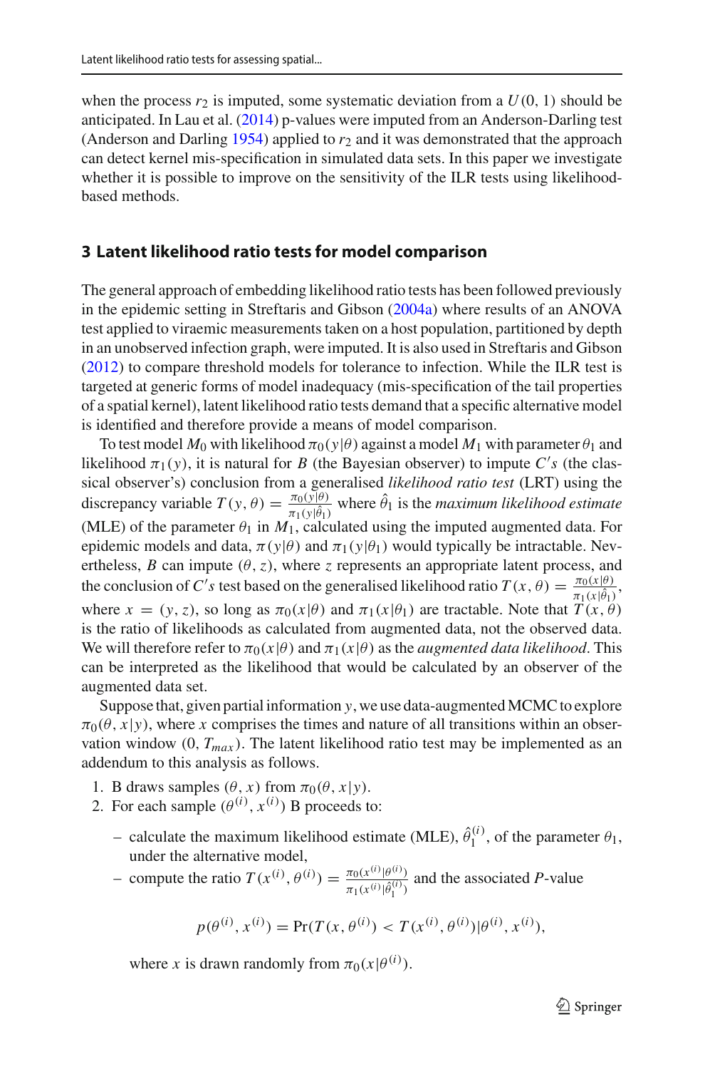when the process $r_2$ is imputed, some systematic deviation from a $U(0, 1)$ should be anticipated. In Lau et al. (2014) p-values were imputed from an Anderson-Darling test (Anderson and Darling 1954) applied to $r_2$ and it was demonstrated that the approach can detect kernel mis-specification in simulated data sets. In this paper we investigate whether it is possible to improve on the sensitivity of the ILR tests using likelihood-based methods.

## 3 Latent likelihood ratio tests for model comparison

The general approach of embedding likelihood ratio tests has been followed previously in the epidemic setting in Streftaris and Gibson (2004a) where results of an ANOVA test applied to viraemic measurements taken on a host population, partitioned by depth in an unobserved infection graph, were imputed. It is also used in Streftaris and Gibson (2012) to compare threshold models for tolerance to infection. While the ILR test is targeted at generic forms of model inadequacy (mis-specification of the tail properties of a spatial kernel), latent likelihood ratio tests demand that a specific alternative model is identified and therefore provide a means of model comparison.

To test model $M_0$ with likelihood $\pi_0(y|\theta)$ against a model $M_1$ with parameter $\theta_1$ and likelihood $\pi_1(y)$, it is natural for $B$ (the Bayesian observer) to impute $C's$ (the classical observer's) conclusion from a generalised *likelihood ratio test* (LRT) using the discrepancy variable $T(y, \theta) = \frac{\pi_0(y|\theta)}{\pi_1(y|\hat{\theta}_1)}$ where $\hat{\theta}_1$ is the *maximum likelihood estimate* (MLE) of the parameter $\theta_1$ in $M_1$, calculated using the imputed augmented data. For epidemic models and data, $\pi(y|\theta)$ and $\pi_1(y|\theta_1)$ would typically be intractable. Nevertheless, $B$ can impute $(\theta, z)$, where $z$ represents an appropriate latent process, and the conclusion of $C's$ test based on the generalised likelihood ratio $T(x, \theta) = \frac{\pi_0(x|\theta)}{\pi_1(x|\hat{\theta}_1)}$, where $x = (y, z)$, so long as $\pi_0(x|\theta)$ and $\pi_1(x|\theta_1)$ are tractable. Note that $T(x, \theta)$ is the ratio of likelihoods as calculated from augmented data, not the observed data. We will therefore refer to $\pi_0(x|\theta)$ and $\pi_1(x|\theta)$ as the *augmented data likelihood*. This can be interpreted as the likelihood that would be calculated by an observer of the augmented data set.

Suppose that, given partial information $y$, we use data-augmented MCMC to explore $\pi_0(\theta, x|y)$, where $x$ comprises the times and nature of all transitions within an observation window $(0, T_{max})$. The latent likelihood ratio test may be implemented as an addendum to this analysis as follows.

1. B draws samples $(\theta, x)$ from $\pi_0(\theta, x|y)$.
2. For each sample $(\theta^{(i)}, x^{(i)})$ B proceeds to:
   - calculate the maximum likelihood estimate (MLE), $\hat{\theta}_1^{(i)}$, of the parameter $\theta_1$, under the alternative model,
   - compute the ratio $T(x^{(i)}, \theta^{(i)}) = \frac{\pi_0(x^{(i)}|\theta^{(i)})}{\pi_1(x^{(i)}|\hat{\theta}_1^{(i)})}$ and the associated $P$-value

$$p(\theta^{(i)}, x^{(i)}) = \Pr(T(x, \theta^{(i)}) < T(x^{(i)}, \theta^{(i)})|\theta^{(i)}, x^{(i)}),$$

   where $x$ is drawn randomly from $\pi_0(x|\theta^{(i)})$.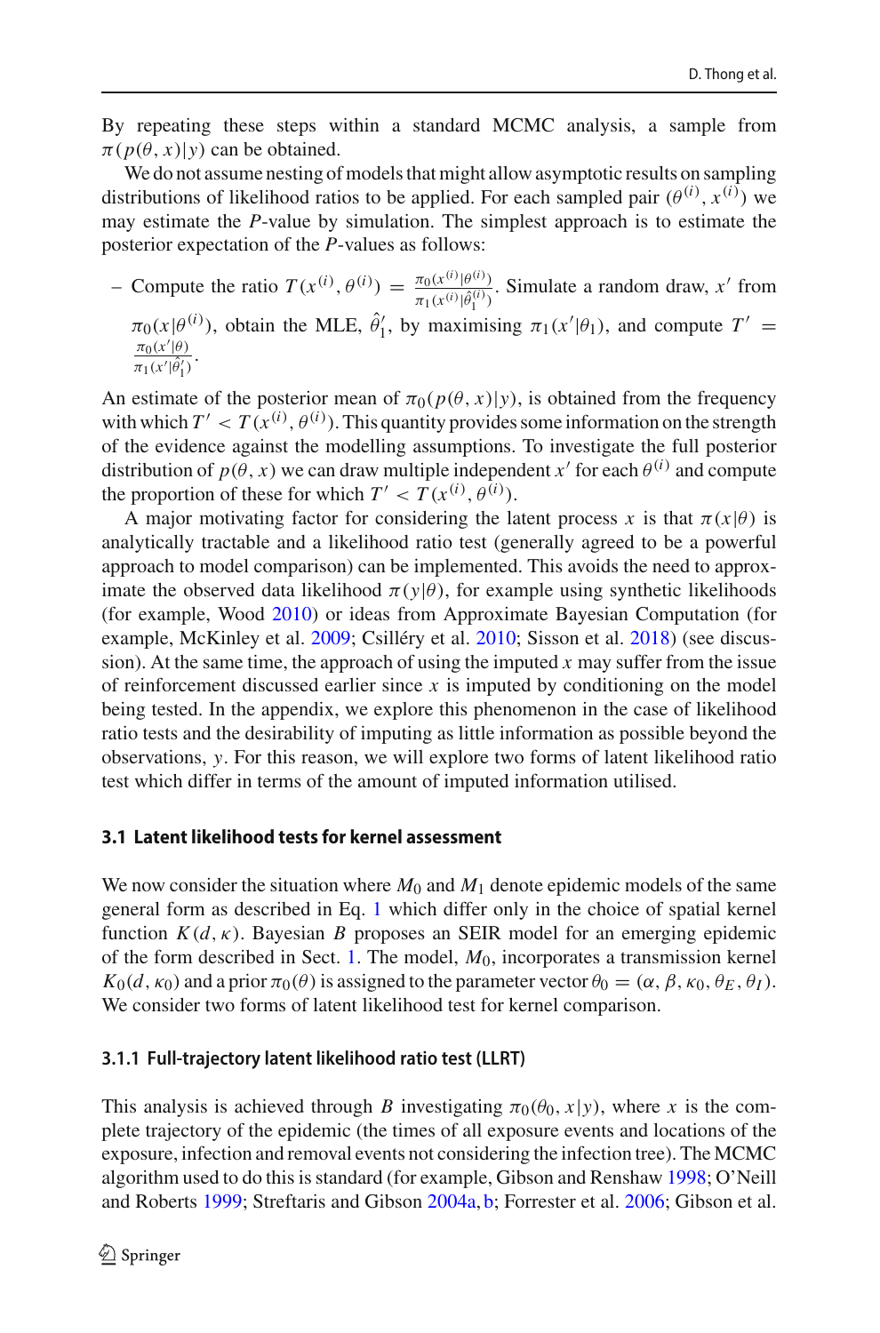By repeating these steps within a standard MCMC analysis, a sample from $\pi(p(\theta, x)|y)$ can be obtained.

We do not assume nesting of models that might allow asymptotic results on sampling distributions of likelihood ratios to be applied. For each sampled pair $(\theta^{(i)}, x^{(i)})$ we may estimate the $P$-value by simulation. The simplest approach is to estimate the posterior expectation of the $P$-values as follows:

- Compute the ratio $T(x^{(i)}, \theta^{(i)}) = \frac{\pi_0(x^{(i)}|\theta^{(i)})}{\pi_1(x^{(i)}|\hat{\theta}_1^{(i)})}$. Simulate a random draw, $x'$ from $\pi_0(x|\theta^{(i)})$, obtain the MLE, $\hat{\theta}_1'$, by maximising $\pi_1(x'|\theta_1)$, and compute $T' = \frac{\pi_0(x'|\theta)}{\pi_1(x'|\hat{\theta}_1')}$.

An estimate of the posterior mean of $\pi_0(p(\theta, x)|y)$, is obtained from the frequency with which $T' < T(x^{(i)}, \theta^{(i)})$. This quantity provides some information on the strength of the evidence against the modelling assumptions. To investigate the full posterior distribution of $p(\theta, x)$ we can draw multiple independent $x'$ for each $\theta^{(i)}$ and compute the proportion of these for which $T' < T(x^{(i)}, \theta^{(i)})$.

A major motivating factor for considering the latent process $x$ is that $\pi(x|\theta)$ is analytically tractable and a likelihood ratio test (generally agreed to be a powerful approach to model comparison) can be implemented. This avoids the need to approximate the observed data likelihood $\pi(y|\theta)$, for example using synthetic likelihoods (for example, Wood 2010) or ideas from Approximate Bayesian Computation (for example, McKinley et al. 2009; Csilléry et al. 2010; Sisson et al. 2018) (see discussion). At the same time, the approach of using the imputed $x$ may suffer from the issue of reinforcement discussed earlier since $x$ is imputed by conditioning on the model being tested. In the appendix, we explore this phenomenon in the case of likelihood ratio tests and the desirability of imputing as little information as possible beyond the observations, $y$. For this reason, we will explore two forms of latent likelihood ratio test which differ in terms of the amount of imputed information utilised.

### 3.1 Latent likelihood tests for kernel assessment

We now consider the situation where $M_0$ and $M_1$ denote epidemic models of the same general form as described in Eq. 1 which differ only in the choice of spatial kernel function $K(d, \kappa)$. Bayesian $B$ proposes an SEIR model for an emerging epidemic of the form described in Sect. 1. The model, $M_0$, incorporates a transmission kernel $K_0(d, \kappa_0)$ and a prior $\pi_0(\theta)$ is assigned to the parameter vector $\theta_0 = (\alpha, \beta, \kappa_0, \theta_E, \theta_I)$. We consider two forms of latent likelihood test for kernel comparison.

#### 3.1.1 Full-trajectory latent likelihood ratio test (LLRT)

This analysis is achieved through $B$ investigating $\pi_0(\theta_0, x|y)$, where $x$ is the complete trajectory of the epidemic (the times of all exposure events and locations of the exposure, infection and removal events not considering the infection tree). The MCMC algorithm used to do this is standard (for example, Gibson and Renshaw 1998; O'Neill and Roberts 1999; Streftaris and Gibson 2004a, b; Forrester et al. 2006; Gibson et al.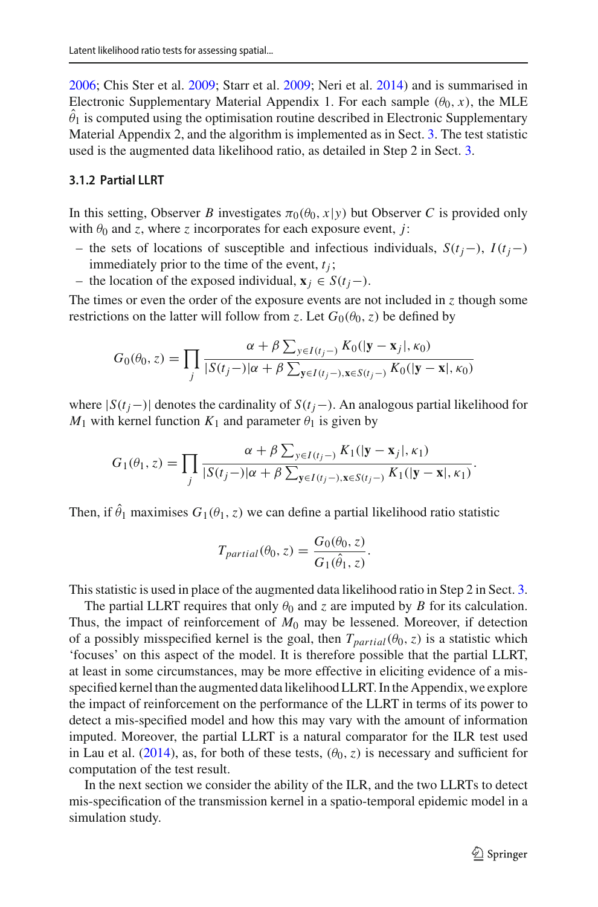2006; Chis Ster et al. 2009; Starr et al. 2009; Neri et al. 2014) and is summarised in Electronic Supplementary Material Appendix 1. For each sample $(\theta_0, x)$, the MLE $\hat{\theta}_1$ is computed using the optimisation routine described in Electronic Supplementary Material Appendix 2, and the algorithm is implemented as in Sect. 3. The test statistic used is the augmented data likelihood ratio, as detailed in Step 2 in Sect. 3.

### 3.1.2 Partial LLRT

In this setting, Observer $B$ investigates $\pi_0(\theta_0, x|y)$ but Observer $C$ is provided only with $\theta_0$ and $z$, where $z$ incorporates for each exposure event, $j$:

- the sets of locations of susceptible and infectious individuals, $S(t_j-)$, $I(t_j-)$ immediately prior to the time of the event, $t_j$;
- the location of the exposed individual, $\mathbf{x}_j \in S(t_j-)$.

The times or even the order of the exposure events are not included in $z$ though some restrictions on the latter will follow from $z$. Let $G_0(\theta_0, z)$ be defined by

$$G_0(\theta_0, z) = \prod_j \frac{\alpha + \beta \sum_{y \in I(t_j-)} K_0(|\mathbf{y} - \mathbf{x}_j|, \kappa_0)}{|S(t_j-)|\alpha + \beta \sum_{\mathbf{y} \in I(t_j-), \mathbf{x} \in S(t_j-)} K_0(|\mathbf{y} - \mathbf{x}|, \kappa_0)}$$

where $|S(t_j-)|$ denotes the cardinality of $S(t_j-)$. An analogous partial likelihood for $M_1$ with kernel function $K_1$ and parameter $\theta_1$ is given by

$$G_1(\theta_1, z) = \prod_j \frac{\alpha + \beta \sum_{y \in I(t_j-)} K_1(|\mathbf{y} - \mathbf{x}_j|, \kappa_1)}{|S(t_j-)|\alpha + \beta \sum_{\mathbf{y} \in I(t_j-), \mathbf{x} \in S(t_j-)} K_1(|\mathbf{y} - \mathbf{x}|, \kappa_1)}.$$

Then, if $\hat{\theta}_1$ maximises $G_1(\theta_1, z)$ we can define a partial likelihood ratio statistic

$$T_{partial}(\theta_0, z) = \frac{G_0(\theta_0, z)}{G_1(\hat{\theta}_1, z)}.$$

This statistic is used in place of the augmented data likelihood ratio in Step 2 in Sect. 3.

The partial LLRT requires that only $\theta_0$ and $z$ are imputed by $B$ for its calculation. Thus, the impact of reinforcement of $M_0$ may be lessened. Moreover, if detection of a possibly misspecified kernel is the goal, then $T_{partial}(\theta_0, z)$ is a statistic which 'focuses' on this aspect of the model. It is therefore possible that the partial LLRT, at least in some circumstances, may be more effective in eliciting evidence of a mis-specified kernel than the augmented data likelihood LLRT. In the Appendix, we explore the impact of reinforcement on the performance of the LLRT in terms of its power to detect a mis-specified model and how this may vary with the amount of information imputed. Moreover, the partial LLRT is a natural comparator for the ILR test used in Lau et al. (2014), as, for both of these tests, $(\theta_0, z)$ is necessary and sufficient for computation of the test result.

In the next section we consider the ability of the ILR, and the two LLRTs to detect mis-specification of the transmission kernel in a spatio-temporal epidemic model in a simulation study.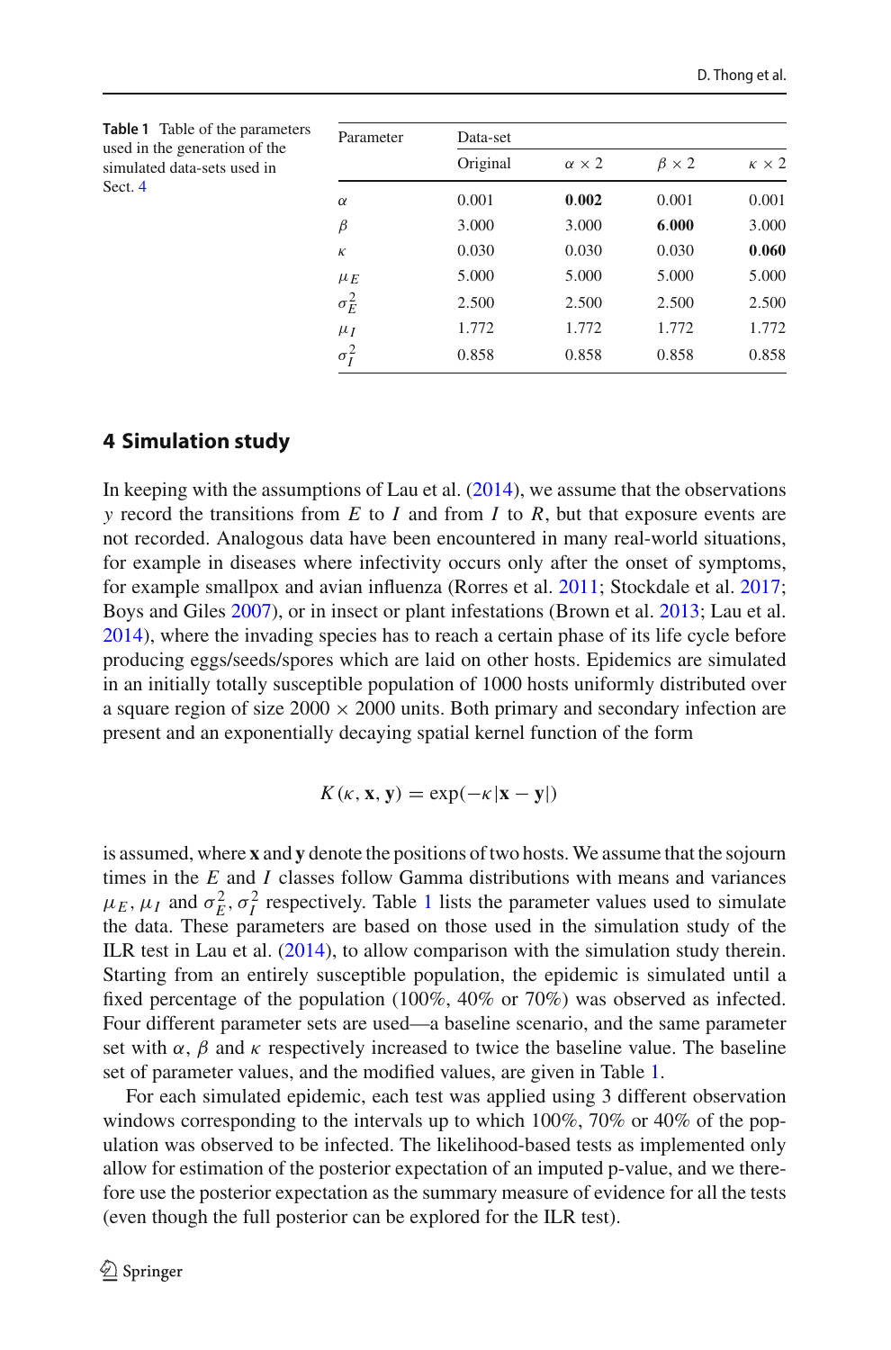**Table 1** Table of the parameters used in the generation of the simulated data-sets used in Sect. 4

| Parameter | Data-set | | | |
|---|---|---|---|---|
| | Original | $\alpha \times 2$ | $\beta \times 2$ | $\kappa \times 2$ |
| $\alpha$ | 0.001 | **0.002** | 0.001 | 0.001 |
| $\beta$ | 3.000 | 3.000 | **6.000** | 3.000 |
| $\kappa$ | 0.030 | 0.030 | 0.030 | **0.060** |
| $\mu_E$ | 5.000 | 5.000 | 5.000 | 5.000 |
| $\sigma_E^2$ | 2.500 | 2.500 | 2.500 | 2.500 |
| $\mu_I$ | 1.772 | 1.772 | 1.772 | 1.772 |
| $\sigma_I^2$ | 0.858 | 0.858 | 0.858 | 0.858 |

## 4 Simulation study

In keeping with the assumptions of Lau et al. (2014), we assume that the observations $y$ record the transitions from $E$ to $I$ and from $I$ to $R$, but that exposure events are not recorded. Analogous data have been encountered in many real-world situations, for example in diseases where infectivity occurs only after the onset of symptoms, for example smallpox and avian influenza (Rorres et al. 2011; Stockdale et al. 2017; Boys and Giles 2007), or in insect or plant infestations (Brown et al. 2013; Lau et al. 2014), where the invading species has to reach a certain phase of its life cycle before producing eggs/seeds/spores which are laid on other hosts. Epidemics are simulated in an initially totally susceptible population of 1000 hosts uniformly distributed over a square region of size 2000 × 2000 units. Both primary and secondary infection are present and an exponentially decaying spatial kernel function of the form

$$K(\kappa, \mathbf{x}, \mathbf{y}) = \exp(-\kappa|\mathbf{x} - \mathbf{y}|)$$

is assumed, where $\mathbf{x}$ and $\mathbf{y}$ denote the positions of two hosts. We assume that the sojourn times in the $E$ and $I$ classes follow Gamma distributions with means and variances $\mu_E, \mu_I$ and $\sigma_E^2, \sigma_I^2$ respectively. Table 1 lists the parameter values used to simulate the data. These parameters are based on those used in the simulation study of the ILR test in Lau et al. (2014), to allow comparison with the simulation study therein. Starting from an entirely susceptible population, the epidemic is simulated until a fixed percentage of the population (100%, 40% or 70%) was observed as infected. Four different parameter sets are used—a baseline scenario, and the same parameter set with $\alpha$, $\beta$ and $\kappa$ respectively increased to twice the baseline value. The baseline set of parameter values, and the modified values, are given in Table 1.

For each simulated epidemic, each test was applied using 3 different observation windows corresponding to the intervals up to which 100%, 70% or 40% of the population was observed to be infected. The likelihood-based tests as implemented only allow for estimation of the posterior expectation of an imputed p-value, and we therefore use the posterior expectation as the summary measure of evidence for all the tests (even though the full posterior can be explored for the ILR test).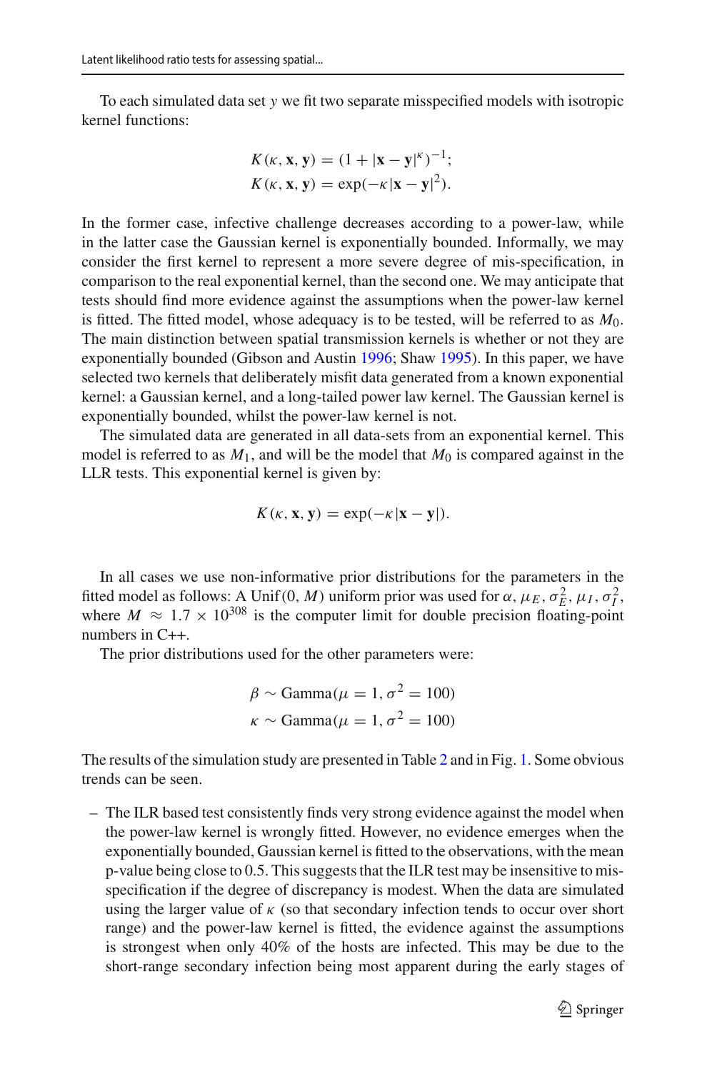To each simulated data set $y$ we fit two separate misspecified models with isotropic kernel functions:

$$K(\kappa, \mathbf{x}, \mathbf{y}) = (1 + |\mathbf{x} - \mathbf{y}|^{\kappa})^{-1};$$
$$K(\kappa, \mathbf{x}, \mathbf{y}) = \exp(-\kappa|\mathbf{x} - \mathbf{y}|^{2}).$$

In the former case, infective challenge decreases according to a power-law, while in the latter case the Gaussian kernel is exponentially bounded. Informally, we may consider the first kernel to represent a more severe degree of mis-specification, in comparison to the real exponential kernel, than the second one. We may anticipate that tests should find more evidence against the assumptions when the power-law kernel is fitted. The fitted model, whose adequacy is to be tested, will be referred to as $M_0$. The main distinction between spatial transmission kernels is whether or not they are exponentially bounded (Gibson and Austin 1996; Shaw 1995). In this paper, we have selected two kernels that deliberately misfit data generated from a known exponential kernel: a Gaussian kernel, and a long-tailed power law kernel. The Gaussian kernel is exponentially bounded, whilst the power-law kernel is not.

The simulated data are generated in all data-sets from an exponential kernel. This model is referred to as $M_1$, and will be the model that $M_0$ is compared against in the LLR tests. This exponential kernel is given by:

$$K(\kappa, \mathbf{x}, \mathbf{y}) = \exp(-\kappa|\mathbf{x} - \mathbf{y}|).$$

In all cases we use non-informative prior distributions for the parameters in the fitted model as follows: A Unif$(0, M)$ uniform prior was used for $\alpha, \mu_E, \sigma_E^2, \mu_I, \sigma_I^2$, where $M \approx 1.7 \times 10^{308}$ is the computer limit for double precision floating-point numbers in C++.

The prior distributions used for the other parameters were:

$$\beta \sim \text{Gamma}(\mu = 1, \sigma^2 = 100)$$
$$\kappa \sim \text{Gamma}(\mu = 1, \sigma^2 = 100)$$

The results of the simulation study are presented in Table 2 and in Fig. 1. Some obvious trends can be seen.

- The ILR based test consistently finds very strong evidence against the model when the power-law kernel is wrongly fitted. However, no evidence emerges when the exponentially bounded, Gaussian kernel is fitted to the observations, with the mean p-value being close to 0.5. This suggests that the ILR test may be insensitive to mis-specification if the degree of discrepancy is modest. When the data are simulated using the larger value of $\kappa$ (so that secondary infection tends to occur over short range) and the power-law kernel is fitted, the evidence against the assumptions is strongest when only 40% of the hosts are infected. This may be due to the short-range secondary infection being most apparent during the early stages of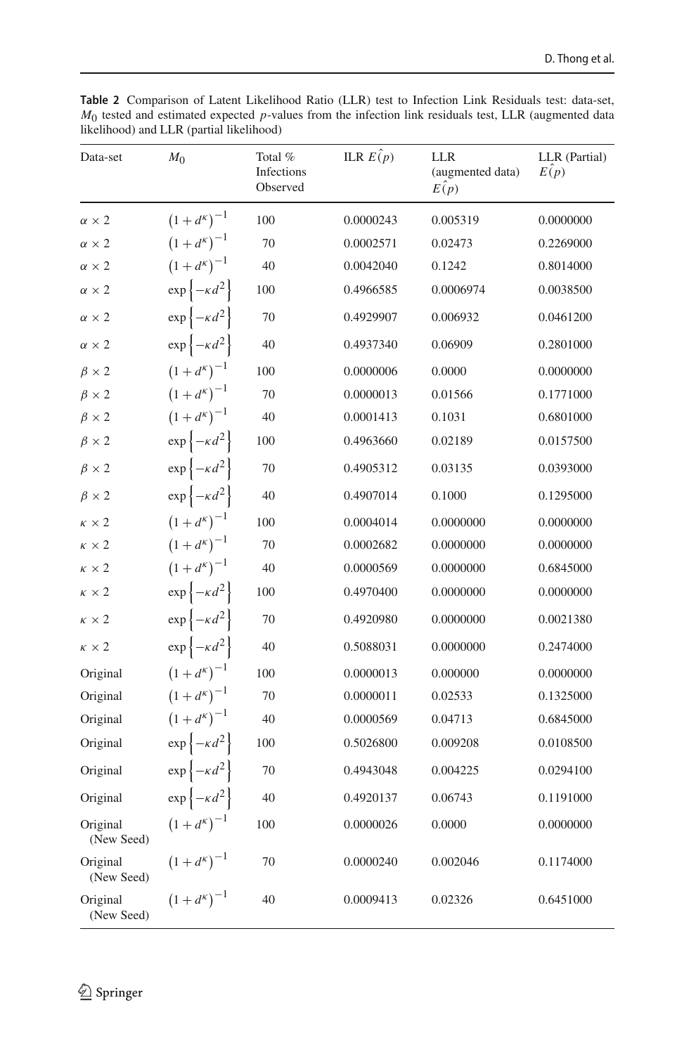**Table 2** Comparison of Latent Likelihood Ratio (LLR) test to Infection Link Residuals test: data-set, $M_0$ tested and estimated expected $p$-values from the infection link residuals test, LLR (augmented data likelihood) and LLR (partial likelihood)

| Data-set | $M_0$ | Total % Infections Observed | ILR $\hat{E(p)}$ | LLR (augmented data) $\hat{E(p)}$ | LLR (Partial) $\hat{E(p)}$ |
|---|---|---|---|---|---|
| $\alpha \times 2$ | $(1+d^{\kappa})^{-1}$ | 100 | 0.0000243 | 0.005319 | 0.0000000 |
| $\alpha \times 2$ | $(1+d^{\kappa})^{-1}$ | 70 | 0.0002571 | 0.02473 | 0.2269000 |
| $\alpha \times 2$ | $(1+d^{\kappa})^{-1}$ | 40 | 0.0042040 | 0.1242 | 0.8014000 |
| $\alpha \times 2$ | $\exp\{-\kappa d^2\}$ | 100 | 0.4966585 | 0.0006974 | 0.0038500 |
| $\alpha \times 2$ | $\exp\{-\kappa d^2\}$ | 70 | 0.4929907 | 0.006932 | 0.0461200 |
| $\alpha \times 2$ | $\exp\{-\kappa d^2\}$ | 40 | 0.4937340 | 0.06909 | 0.2801000 |
| $\beta \times 2$ | $(1+d^{\kappa})^{-1}$ | 100 | 0.0000006 | 0.0000 | 0.0000000 |
| $\beta \times 2$ | $(1+d^{\kappa})^{-1}$ | 70 | 0.0000013 | 0.01566 | 0.1771000 |
| $\beta \times 2$ | $(1+d^{\kappa})^{-1}$ | 40 | 0.0001413 | 0.1031 | 0.6801000 |
| $\beta \times 2$ | $\exp\{-\kappa d^2\}$ | 100 | 0.4963660 | 0.02189 | 0.0157500 |
| $\beta \times 2$ | $\exp\{-\kappa d^2\}$ | 70 | 0.4905312 | 0.03135 | 0.0393000 |
| $\beta \times 2$ | $\exp\{-\kappa d^2\}$ | 40 | 0.4907014 | 0.1000 | 0.1295000 |
| $\kappa \times 2$ | $(1+d^{\kappa})^{-1}$ | 100 | 0.0004014 | 0.0000000 | 0.0000000 |
| $\kappa \times 2$ | $(1+d^{\kappa})^{-1}$ | 70 | 0.0002682 | 0.0000000 | 0.0000000 |
| $\kappa \times 2$ | $(1+d^{\kappa})^{-1}$ | 40 | 0.0000569 | 0.0000000 | 0.6845000 |
| $\kappa \times 2$ | $\exp\{-\kappa d^2\}$ | 100 | 0.4970400 | 0.0000000 | 0.0000000 |
| $\kappa \times 2$ | $\exp\{-\kappa d^2\}$ | 70 | 0.4920980 | 0.0000000 | 0.0021380 |
| $\kappa \times 2$ | $\exp\{-\kappa d^2\}$ | 40 | 0.5088031 | 0.0000000 | 0.2474000 |
| Original | $(1+d^{\kappa})^{-1}$ | 100 | 0.0000013 | 0.000000 | 0.0000000 |
| Original | $(1+d^{\kappa})^{-1}$ | 70 | 0.0000011 | 0.02533 | 0.1325000 |
| Original | $(1+d^{\kappa})^{-1}$ | 40 | 0.0000569 | 0.04713 | 0.6845000 |
| Original | $\exp\{-\kappa d^2\}$ | 100 | 0.5026800 | 0.009208 | 0.0108500 |
| Original | $\exp\{-\kappa d^2\}$ | 70 | 0.4943048 | 0.004225 | 0.0294100 |
| Original | $\exp\{-\kappa d^2\}$ | 40 | 0.4920137 | 0.06743 | 0.1191000 |
| Original (New Seed) | $(1+d^{\kappa})^{-1}$ | 100 | 0.0000026 | 0.0000 | 0.0000000 |
| Original (New Seed) | $(1+d^{\kappa})^{-1}$ | 70 | 0.0000240 | 0.002046 | 0.1174000 |
| Original (New Seed) | $(1+d^{\kappa})^{-1}$ | 40 | 0.0009413 | 0.02326 | 0.6451000 |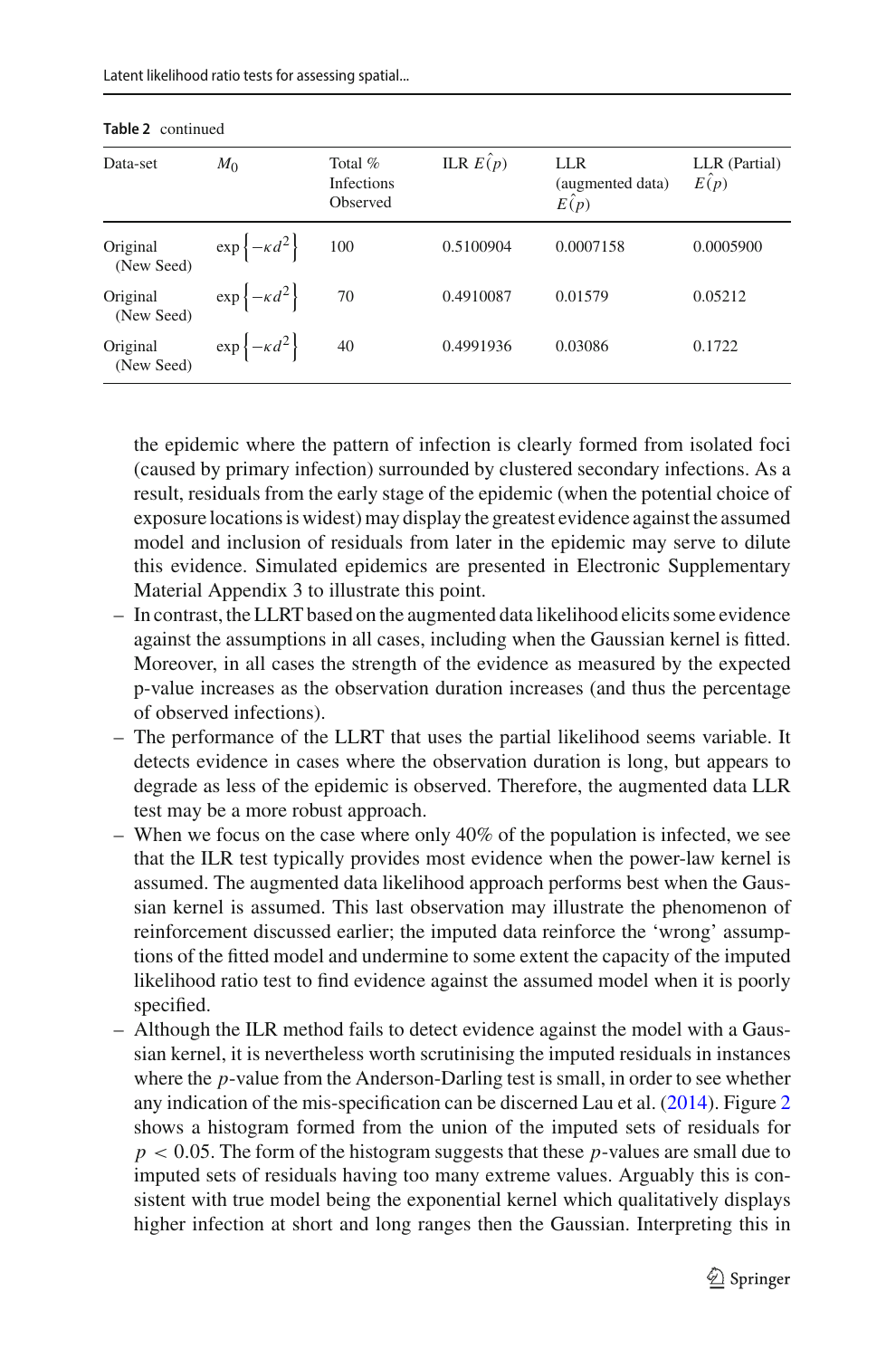**Table 2** continued

| Data-set | $M_0$ | Total % Infections Observed | ILR $E(\hat{p})$ | LLR (augmented data) $E(\hat{p})$ | LLR (Partial) $E(\hat{p})$ |
|---|---|---|---|---|---|
| Original (New Seed) | $\exp\left\{-\kappa d^2\right\}$ | 100 | 0.5100904 | 0.0007158 | 0.0005900 |
| Original (New Seed) | $\exp\left\{-\kappa d^2\right\}$ | 70 | 0.4910087 | 0.01579 | 0.05212 |
| Original (New Seed) | $\exp\left\{-\kappa d^2\right\}$ | 40 | 0.4991936 | 0.03086 | 0.1722 |

the epidemic where the pattern of infection is clearly formed from isolated foci (caused by primary infection) surrounded by clustered secondary infections. As a result, residuals from the early stage of the epidemic (when the potential choice of exposure locations is widest) may display the greatest evidence against the assumed model and inclusion of residuals from later in the epidemic may serve to dilute this evidence. Simulated epidemics are presented in Electronic Supplementary Material Appendix 3 to illustrate this point.

- In contrast, the LLRT based on the augmented data likelihood elicits some evidence against the assumptions in all cases, including when the Gaussian kernel is fitted. Moreover, in all cases the strength of the evidence as measured by the expected p-value increases as the observation duration increases (and thus the percentage of observed infections).
- The performance of the LLRT that uses the partial likelihood seems variable. It detects evidence in cases where the observation duration is long, but appears to degrade as less of the epidemic is observed. Therefore, the augmented data LLR test may be a more robust approach.
- When we focus on the case where only 40% of the population is infected, we see that the ILR test typically provides most evidence when the power-law kernel is assumed. The augmented data likelihood approach performs best when the Gaussian kernel is assumed. This last observation may illustrate the phenomenon of reinforcement discussed earlier; the imputed data reinforce the 'wrong' assumptions of the fitted model and undermine to some extent the capacity of the imputed likelihood ratio test to find evidence against the assumed model when it is poorly specified.
- Although the ILR method fails to detect evidence against the model with a Gaussian kernel, it is nevertheless worth scrutinising the imputed residuals in instances where the $p$-value from the Anderson-Darling test is small, in order to see whether any indication of the mis-specification can be discerned Lau et al. (2014). Figure 2 shows a histogram formed from the union of the imputed sets of residuals for $p < 0.05$. The form of the histogram suggests that these $p$-values are small due to imputed sets of residuals having too many extreme values. Arguably this is consistent with true model being the exponential kernel which qualitatively displays higher infection at short and long ranges then the Gaussian. Interpreting this in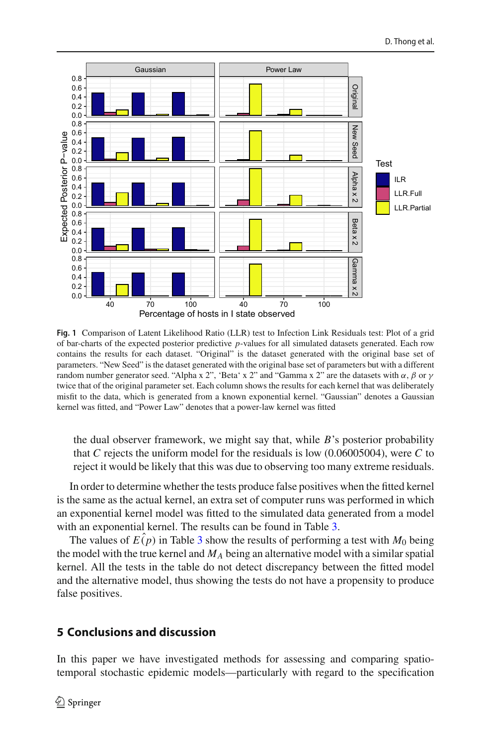**Fig. 1** Comparison of Latent Likelihood Ratio (LLR) test to Infection Link Residuals test: Plot of a grid of bar-charts of the expected posterior predictive $p$-values for all simulated datasets generated. Each row contains the results for each dataset. "Original" is the dataset generated with the original base set of parameters. "New Seed" is the dataset generated with the original base set of parameters but with a different random number generator seed. "Alpha x 2", 'Beta' x 2" and "Gamma x 2" are the datasets with $\alpha$, $\beta$ or $\gamma$ twice that of the original parameter set. Each column shows the results for each kernel that was deliberately misfit to the data, which is generated from a known exponential kernel. "Gaussian" denotes a Gaussian kernel was fitted, and "Power Law" denotes that a power-law kernel was fitted

> the dual observer framework, we might say that, while $B$'s posterior probability that $C$ rejects the uniform model for the residuals is low (0.06005004), were $C$ to reject it would be likely that this was due to observing too many extreme residuals.

In order to determine whether the tests produce false positives when the fitted kernel is the same as the actual kernel, an extra set of computer runs was performed in which an exponential kernel model was fitted to the simulated data generated from a model with an exponential kernel. The results can be found in Table 3.

The values of $E(\hat{p})$ in Table 3 show the results of performing a test with $M_0$ being the model with the true kernel and $M_A$ being an alternative model with a similar spatial kernel. All the tests in the table do not detect discrepancy between the fitted model and the alternative model, thus showing the tests do not have a propensity to produce false positives.

## 5 Conclusions and discussion

In this paper we have investigated methods for assessing and comparing spatio-temporal stochastic epidemic models—particularly with regard to the specification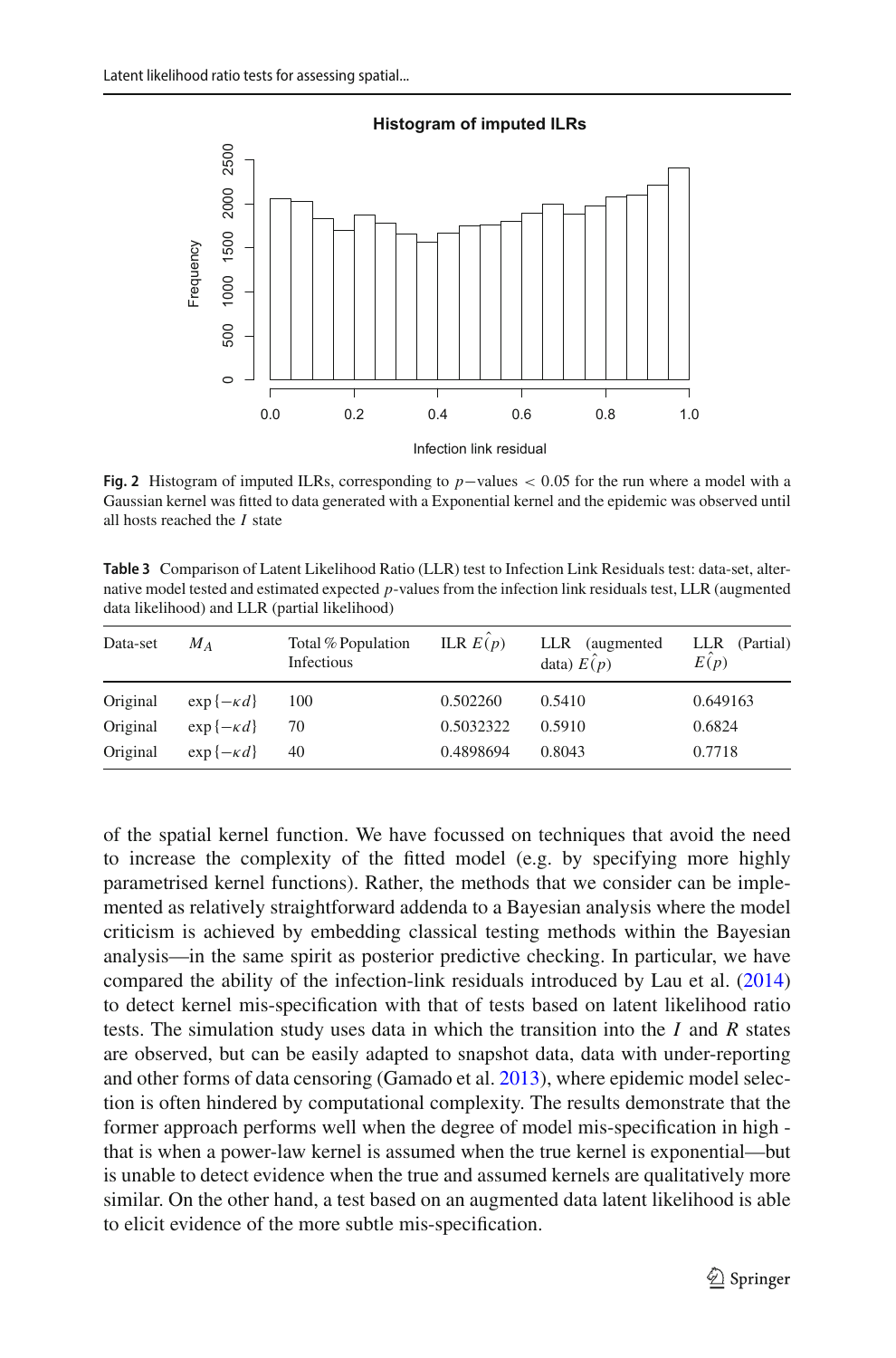Fig. 2 Histogram of imputed ILRs, corresponding to $p$−values $< 0.05$ for the run where a model with a Gaussian kernel was fitted to data generated with a Exponential kernel and the epidemic was observed until all hosts reached the $I$ state

**Table 3** Comparison of Latent Likelihood Ratio (LLR) test to Infection Link Residuals test: data-set, alternative model tested and estimated expected $p$-values from the infection link residuals test, LLR (augmented data likelihood) and LLR (partial likelihood)

| Data-set | $M_A$ | Total % Population Infectious | ILR $E(\hat{p})$ | LLR (augmented data) $E(\hat{p})$ | LLR (Partial) $E(\hat{p})$ |
|---|---|---|---|---|---|
| Original | $\exp\{-\kappa d\}$ | 100 | 0.502260 | 0.5410 | 0.649163 |
| Original | $\exp\{-\kappa d\}$ | 70 | 0.5032322 | 0.5910 | 0.6824 |
| Original | $\exp\{-\kappa d\}$ | 40 | 0.4898694 | 0.8043 | 0.7718 |

of the spatial kernel function. We have focussed on techniques that avoid the need to increase the complexity of the fitted model (e.g. by specifying more highly parametrised kernel functions). Rather, the methods that we consider can be implemented as relatively straightforward addenda to a Bayesian analysis where the model criticism is achieved by embedding classical testing methods within the Bayesian analysis—in the same spirit as posterior predictive checking. In particular, we have compared the ability of the infection-link residuals introduced by Lau et al. (2014) to detect kernel mis-specification with that of tests based on latent likelihood ratio tests. The simulation study uses data in which the transition into the $I$ and $R$ states are observed, but can be easily adapted to snapshot data, data with under-reporting and other forms of data censoring (Gamado et al. 2013), where epidemic model selection is often hindered by computational complexity. The results demonstrate that the former approach performs well when the degree of model mis-specification in high - that is when a power-law kernel is assumed when the true kernel is exponential—but is unable to detect evidence when the true and assumed kernels are qualitatively more similar. On the other hand, a test based on an augmented data latent likelihood is able to elicit evidence of the more subtle mis-specification.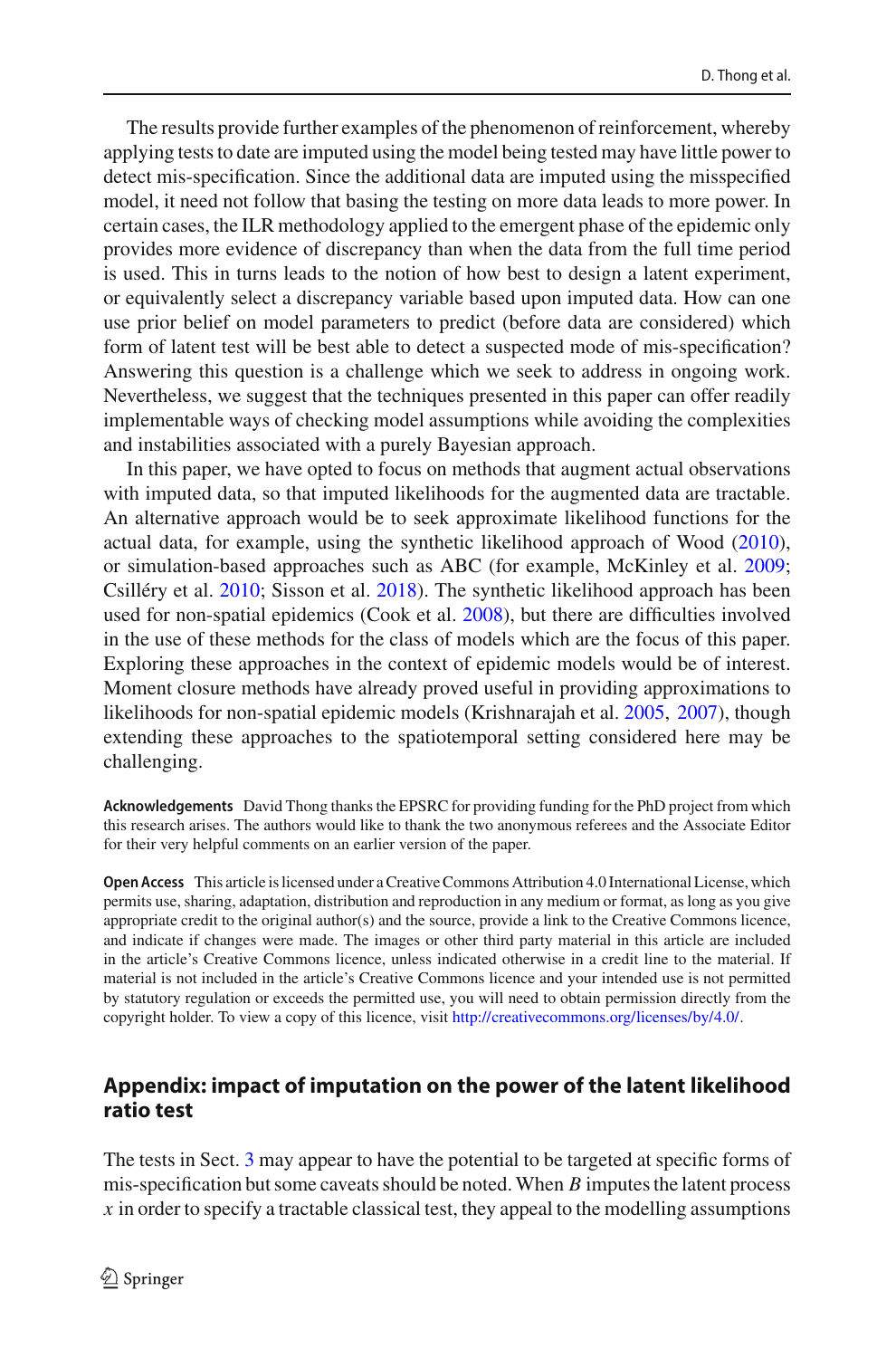The results provide further examples of the phenomenon of reinforcement, whereby applying tests to date are imputed using the model being tested may have little power to detect mis-specification. Since the additional data are imputed using the misspecified model, it need not follow that basing the testing on more data leads to more power. In certain cases, the ILR methodology applied to the emergent phase of the epidemic only provides more evidence of discrepancy than when the data from the full time period is used. This in turns leads to the notion of how best to design a latent experiment, or equivalently select a discrepancy variable based upon imputed data. How can one use prior belief on model parameters to predict (before data are considered) which form of latent test will be best able to detect a suspected mode of mis-specification? Answering this question is a challenge which we seek to address in ongoing work. Nevertheless, we suggest that the techniques presented in this paper can offer readily implementable ways of checking model assumptions while avoiding the complexities and instabilities associated with a purely Bayesian approach.

In this paper, we have opted to focus on methods that augment actual observations with imputed data, so that imputed likelihoods for the augmented data are tractable. An alternative approach would be to seek approximate likelihood functions for the actual data, for example, using the synthetic likelihood approach of Wood (2010), or simulation-based approaches such as ABC (for example, McKinley et al. 2009; Csilléry et al. 2010; Sisson et al. 2018). The synthetic likelihood approach has been used for non-spatial epidemics (Cook et al. 2008), but there are difficulties involved in the use of these methods for the class of models which are the focus of this paper. Exploring these approaches in the context of epidemic models would be of interest. Moment closure methods have already proved useful in providing approximations to likelihoods for non-spatial epidemic models (Krishnarajah et al. 2005, 2007), though extending these approaches to the spatiotemporal setting considered here may be challenging.

**Acknowledgements** David Thong thanks the EPSRC for providing funding for the PhD project from which this research arises. The authors would like to thank the two anonymous referees and the Associate Editor for their very helpful comments on an earlier version of the paper.

**Open Access** This article is licensed under a Creative Commons Attribution 4.0 International License, which permits use, sharing, adaptation, distribution and reproduction in any medium or format, as long as you give appropriate credit to the original author(s) and the source, provide a link to the Creative Commons licence, and indicate if changes were made. The images or other third party material in this article are included in the article's Creative Commons licence, unless indicated otherwise in a credit line to the material. If material is not included in the article's Creative Commons licence and your intended use is not permitted by statutory regulation or exceeds the permitted use, you will need to obtain permission directly from the copyright holder. To view a copy of this licence, visit http://creativecommons.org/licenses/by/4.0/.

## Appendix: impact of imputation on the power of the latent likelihood ratio test

The tests in Sect. 3 may appear to have the potential to be targeted at specific forms of mis-specification but some caveats should be noted. When $B$ imputes the latent process $x$ in order to specify a tractable classical test, they appeal to the modelling assumptions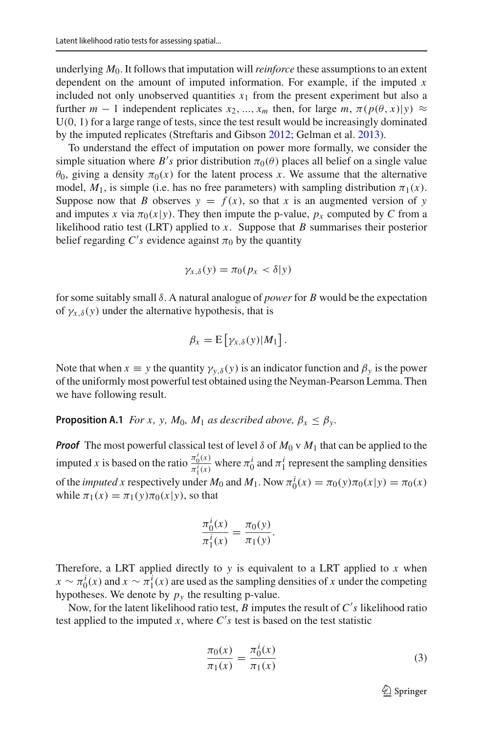underlying $M_0$. It follows that imputation will *reinforce* these assumptions to an extent dependent on the amount of imputed information. For example, if the imputed $x$ included not only unobserved quantities $x_1$ from the present experiment but also a further $m - 1$ independent replicates $x_2, ..., x_m$ then, for large $m$, $\pi(p(\theta, x)|y) \approx$ U(0, 1) for a large range of tests, since the test result would be increasingly dominated by the imputed replicates (Streftaris and Gibson 2012; Gelman et al. 2013).

To understand the effect of imputation on power more formally, we consider the simple situation where $B's$ prior distribution $\pi_0(\theta)$ places all belief on a single value $\theta_0$, giving a density $\pi_0(x)$ for the latent process $x$. We assume that the alternative model, $M_1$, is simple (i.e. has no free parameters) with sampling distribution $\pi_1(x)$. Suppose now that $B$ observes $y = f(x)$, so that $x$ is an augmented version of $y$ and imputes $x$ via $\pi_0(x|y)$. They then impute the p-value, $p_x$ computed by $C$ from a likelihood ratio test (LRT) applied to $x$. Suppose that $B$ summarises their posterior belief regarding $C's$ evidence against $\pi_0$ by the quantity

$$\gamma_{x,\delta}(y) = \pi_0(p_x < \delta|y)$$

for some suitably small $\delta$. A natural analogue of *power* for $B$ would be the expectation of $\gamma_{x,\delta}(y)$ under the alternative hypothesis, that is

$$\beta_x = \mathrm{E}\left[\gamma_{x,\delta}(y)|M_1\right].$$

Note that when $x \equiv y$ the quantity $\gamma_{y,\delta}(y)$ is an indicator function and $\beta_y$ is the power of the uniformly most powerful test obtained using the Neyman-Pearson Lemma. Then we have following result.

**Proposition A.1** *For $x$, $y$, $M_0$, $M_1$ as described above, $\beta_x \leq \beta_y$.*

***Proof*** The most powerful classical test of level $\delta$ of $M_0$ v $M_1$ that can be applied to the imputed $x$ is based on the ratio $\frac{\pi_0^i(x)}{\pi_1^i(x)}$ where $\pi_0^i$ and $\pi_1^i$ represent the sampling densities of the *imputed* $x$ respectively under $M_0$ and $M_1$. Now $\pi_0^i(x) = \pi_0(y)\pi_0(x|y) = \pi_0(x)$ while $\pi_1(x) = \pi_1(y)\pi_0(x|y)$, so that

$$\frac{\pi_0^i(x)}{\pi_1^i(x)} = \frac{\pi_0(y)}{\pi_1(y)}.$$

Therefore, a LRT applied directly to $y$ is equivalent to a LRT applied to $x$ when $x \sim \pi_0^i(x)$ and $x \sim \pi_1^i(x)$ are used as the sampling densities of $x$ under the competing hypotheses. We denote by $p_y$ the resulting p-value.

Now, for the latent likelihood ratio test, $B$ imputes the result of $C's$ likelihood ratio test applied to the imputed $x$, where $C's$ test is based on the test statistic

$$\frac{\pi_0(x)}{\pi_1(x)} = \frac{\pi_0^i(x)}{\pi_1(x)} \tag{3}$$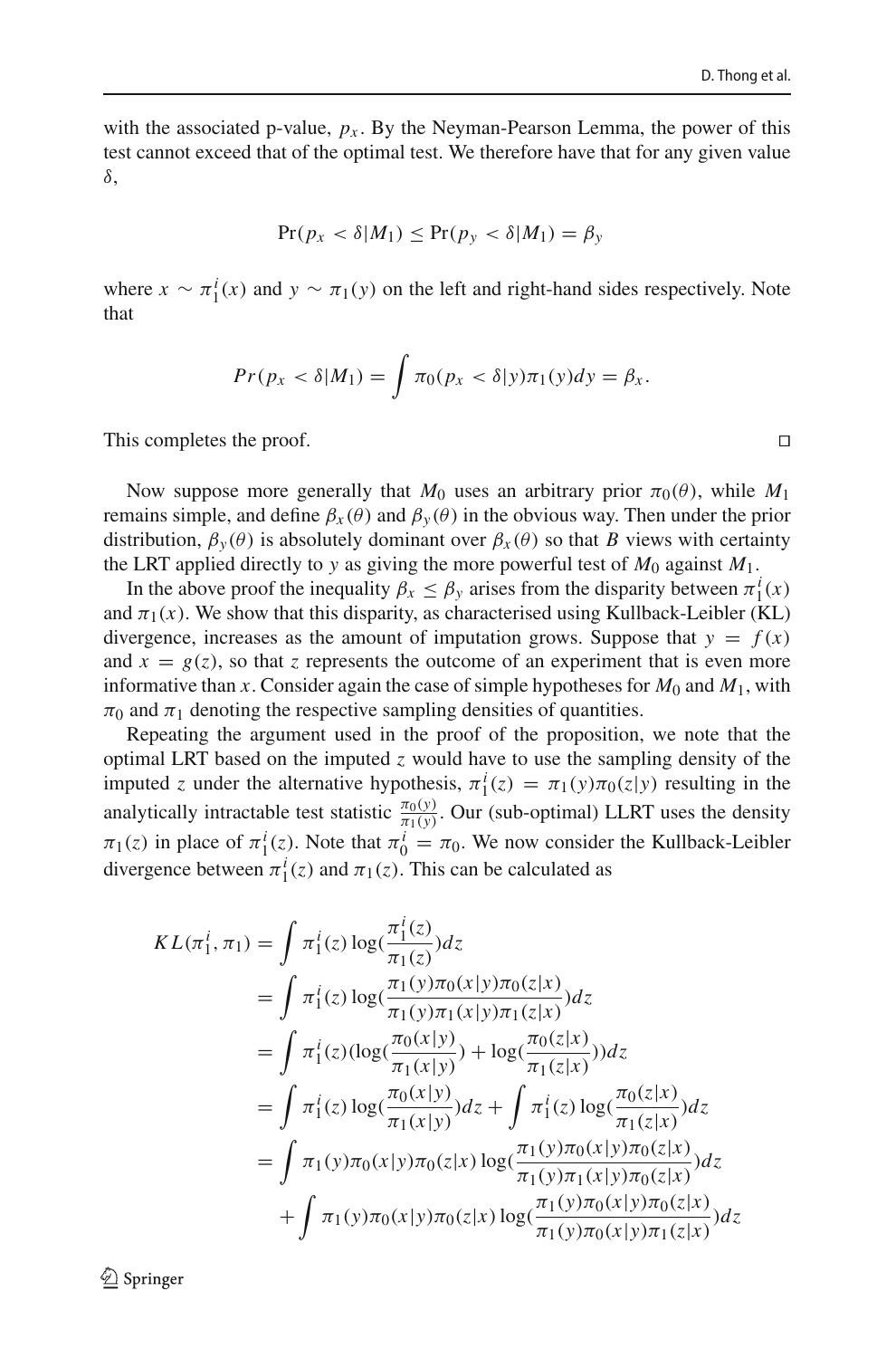with the associated p-value, $p_x$. By the Neyman-Pearson Lemma, the power of this test cannot exceed that of the optimal test. We therefore have that for any given value $\delta$,

$$\Pr(p_x < \delta | M_1) \leq \Pr(p_y < \delta | M_1) = \beta_y$$

where $x \sim \pi_1^i(x)$ and $y \sim \pi_1(y)$ on the left and right-hand sides respectively. Note that

$$Pr(p_x < \delta | M_1) = \int \pi_0(p_x < \delta | y)\pi_1(y)dy = \beta_x.$$

This completes the proof. □

Now suppose more generally that $M_0$ uses an arbitrary prior $\pi_0(\theta)$, while $M_1$ remains simple, and define $\beta_x(\theta)$ and $\beta_y(\theta)$ in the obvious way. Then under the prior distribution, $\beta_y(\theta)$ is absolutely dominant over $\beta_x(\theta)$ so that $B$ views with certainty the LRT applied directly to $y$ as giving the more powerful test of $M_0$ against $M_1$.

In the above proof the inequality $\beta_x \leq \beta_y$ arises from the disparity between $\pi_1^i(x)$ and $\pi_1(x)$. We show that this disparity, as characterised using Kullback-Leibler (KL) divergence, increases as the amount of imputation grows. Suppose that $y = f(x)$ and $x = g(z)$, so that $z$ represents the outcome of an experiment that is even more informative than $x$. Consider again the case of simple hypotheses for $M_0$ and $M_1$, with $\pi_0$ and $\pi_1$ denoting the respective sampling densities of quantities.

Repeating the argument used in the proof of the proposition, we note that the optimal LRT based on the imputed $z$ would have to use the sampling density of the imputed $z$ under the alternative hypothesis, $\pi_1^i(z) = \pi_1(y)\pi_0(z|y)$ resulting in the analytically intractable test statistic $\frac{\pi_0(y)}{\pi_1(y)}$. Our (sub-optimal) LLRT uses the density $\pi_1(z)$ in place of $\pi_1^i(z)$. Note that $\pi_0^i = \pi_0$. We now consider the Kullback-Leibler divergence between $\pi_1^i(z)$ and $\pi_1(z)$. This can be calculated as

$$\begin{aligned}
KL(\pi_1^i, \pi_1) &= \int \pi_1^i(z) \log(\frac{\pi_1^i(z)}{\pi_1(z)})dz \\
&= \int \pi_1^i(z) \log(\frac{\pi_1(y)\pi_0(x|y)\pi_0(z|x)}{\pi_1(y)\pi_1(x|y)\pi_1(z|x)})dz \\
&= \int \pi_1^i(z)(\log(\frac{\pi_0(x|y)}{\pi_1(x|y)}) + \log(\frac{\pi_0(z|x)}{\pi_1(z|x)}))dz \\
&= \int \pi_1^i(z) \log(\frac{\pi_0(x|y)}{\pi_1(x|y)})dz + \int \pi_1^i(z) \log(\frac{\pi_0(z|x)}{\pi_1(z|x)})dz \\
&= \int \pi_1(y)\pi_0(x|y)\pi_0(z|x) \log(\frac{\pi_1(y)\pi_0(x|y)\pi_0(z|x)}{\pi_1(y)\pi_1(x|y)\pi_0(z|x)})dz \\
&\quad + \int \pi_1(y)\pi_0(x|y)\pi_0(z|x) \log(\frac{\pi_1(y)\pi_0(x|y)\pi_0(z|x)}{\pi_1(y)\pi_0(x|y)\pi_1(z|x)})dz
\end{aligned}$$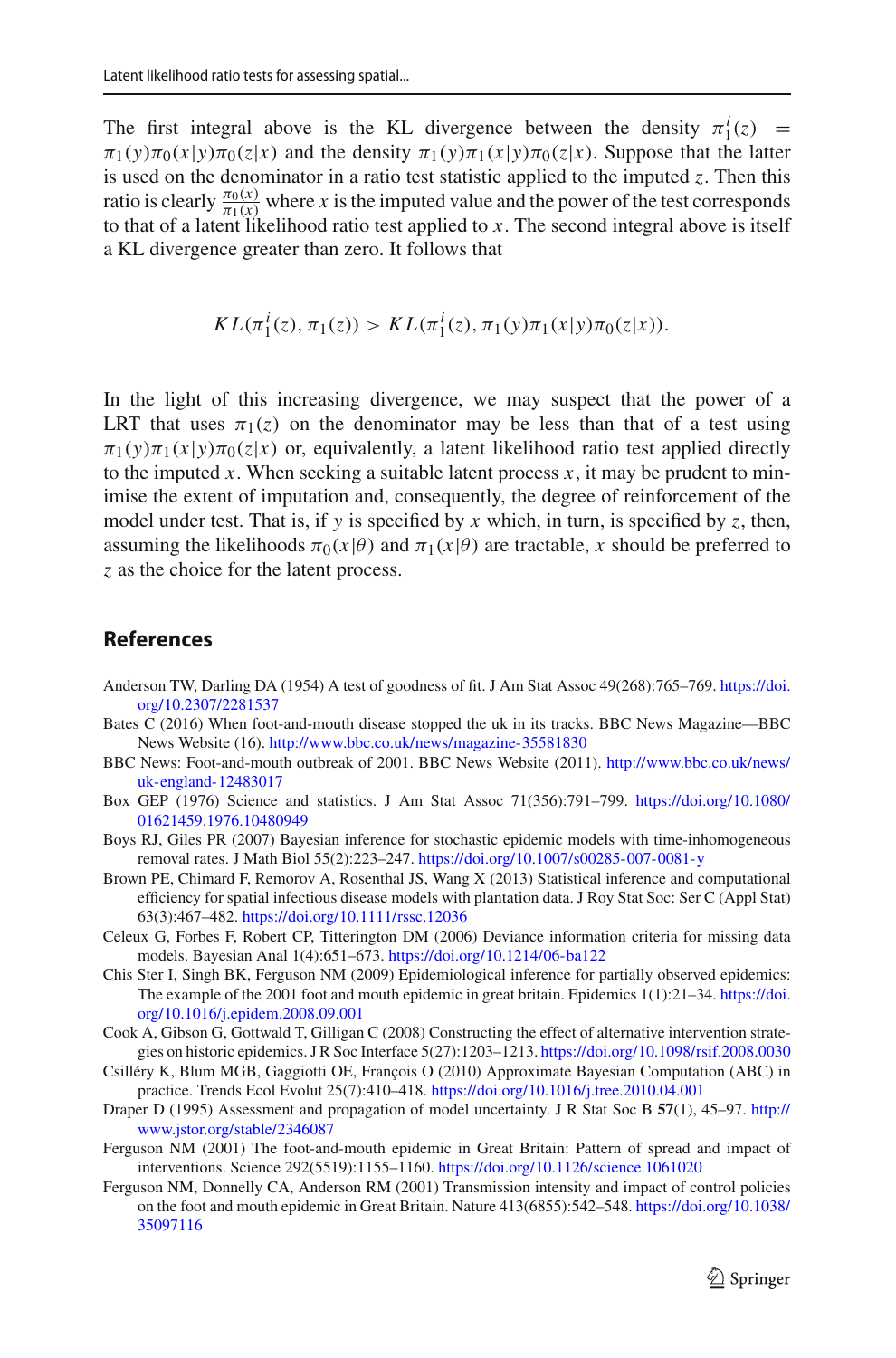The first integral above is the KL divergence between the density $\pi_1^i(z) = \pi_1(y)\pi_0(x|y)\pi_0(z|x)$ and the density $\pi_1(y)\pi_1(x|y)\pi_0(z|x)$. Suppose that the latter is used on the denominator in a ratio test statistic applied to the imputed $z$. Then this ratio is clearly $\frac{\pi_0(x)}{\pi_1(x)}$ where $x$ is the imputed value and the power of the test corresponds to that of a latent likelihood ratio test applied to $x$. The second integral above is itself a KL divergence greater than zero. It follows that

$$KL(\pi_1^i(z), \pi_1(z)) > KL(\pi_1^i(z), \pi_1(y)\pi_1(x|y)\pi_0(z|x)).$$

In the light of this increasing divergence, we may suspect that the power of a LRT that uses $\pi_1(z)$ on the denominator may be less than that of a test using $\pi_1(y)\pi_1(x|y)\pi_0(z|x)$ or, equivalently, a latent likelihood ratio test applied directly to the imputed $x$. When seeking a suitable latent process $x$, it may be prudent to minimise the extent of imputation and, consequently, the degree of reinforcement of the model under test. That is, if $y$ is specified by $x$ which, in turn, is specified by $z$, then, assuming the likelihoods $\pi_0(x|\theta)$ and $\pi_1(x|\theta)$ are tractable, $x$ should be preferred to $z$ as the choice for the latent process.

## References

Anderson TW, Darling DA (1954) A test of goodness of fit. J Am Stat Assoc 49(268):765–769. https://doi.org/10.2307/2281537

Bates C (2016) When foot-and-mouth disease stopped the uk in its tracks. BBC News Magazine—BBC News Website (16). http://www.bbc.co.uk/news/magazine-35581830

BBC News: Foot-and-mouth outbreak of 2001. BBC News Website (2011). http://www.bbc.co.uk/news/uk-england-12483017

Box GEP (1976) Science and statistics. J Am Stat Assoc 71(356):791–799. https://doi.org/10.1080/01621459.1976.10480949

Boys RJ, Giles PR (2007) Bayesian inference for stochastic epidemic models with time-inhomogeneous removal rates. J Math Biol 55(2):223–247. https://doi.org/10.1007/s00285-007-0081-y

Brown PE, Chimard F, Remorov A, Rosenthal JS, Wang X (2013) Statistical inference and computational efficiency for spatial infectious disease models with plantation data. J Roy Stat Soc: Ser C (Appl Stat) 63(3):467–482. https://doi.org/10.1111/rssc.12036

Celeux G, Forbes F, Robert CP, Titterington DM (2006) Deviance information criteria for missing data models. Bayesian Anal 1(4):651–673. https://doi.org/10.1214/06-ba122

Chis Ster I, Singh BK, Ferguson NM (2009) Epidemiological inference for partially observed epidemics: The example of the 2001 foot and mouth epidemic in great britain. Epidemics 1(1):21–34. https://doi.org/10.1016/j.epidem.2008.09.001

Cook A, Gibson G, Gottwald T, Gilligan C (2008) Constructing the effect of alternative intervention strategies on historic epidemics. J R Soc Interface 5(27):1203–1213. https://doi.org/10.1098/rsif.2008.0030

Csilléry K, Blum MGB, Gaggiotti OE, François O (2010) Approximate Bayesian Computation (ABC) in practice. Trends Ecol Evolut 25(7):410–418. https://doi.org/10.1016/j.tree.2010.04.001

Draper D (1995) Assessment and propagation of model uncertainty. J R Stat Soc B **57**(1), 45–97. http://www.jstor.org/stable/2346087

Ferguson NM (2001) The foot-and-mouth epidemic in Great Britain: Pattern of spread and impact of interventions. Science 292(5519):1155–1160. https://doi.org/10.1126/science.1061020

Ferguson NM, Donnelly CA, Anderson RM (2001) Transmission intensity and impact of control policies on the foot and mouth epidemic in Great Britain. Nature 413(6855):542–548. https://doi.org/10.1038/35097116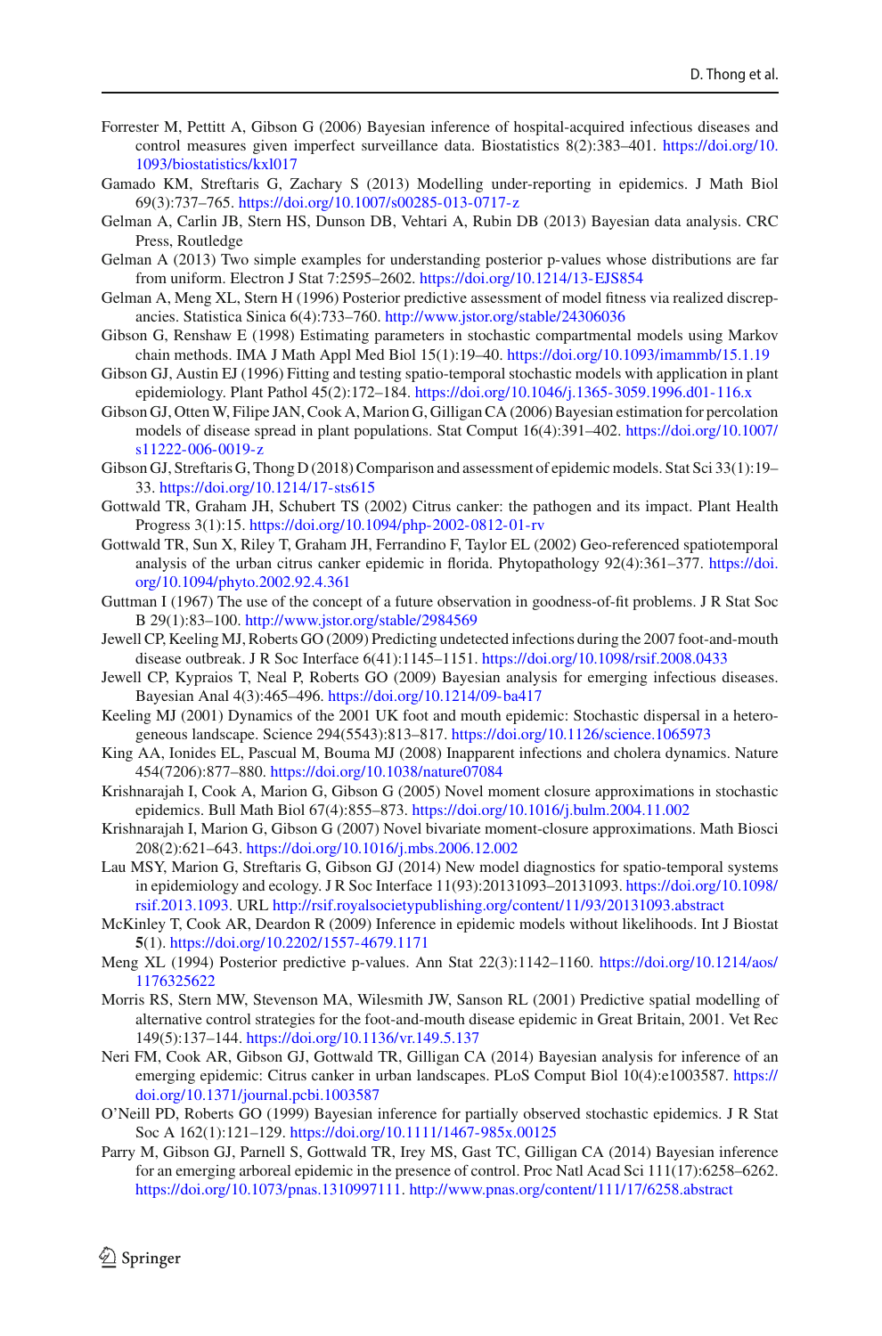Forrester M, Pettitt A, Gibson G (2006) Bayesian inference of hospital-acquired infectious diseases and control measures given imperfect surveillance data. Biostatistics 8(2):383–401. https://doi.org/10.1093/biostatistics/kxl017

Gamado KM, Streftaris G, Zachary S (2013) Modelling under-reporting in epidemics. J Math Biol 69(3):737–765. https://doi.org/10.1007/s00285-013-0717-z

Gelman A, Carlin JB, Stern HS, Dunson DB, Vehtari A, Rubin DB (2013) Bayesian data analysis. CRC Press, Routledge

Gelman A (2013) Two simple examples for understanding posterior p-values whose distributions are far from uniform. Electron J Stat 7:2595–2602. https://doi.org/10.1214/13-EJS854

Gelman A, Meng XL, Stern H (1996) Posterior predictive assessment of model fitness via realized discrepancies. Statistica Sinica 6(4):733–760. http://www.jstor.org/stable/24306036

Gibson G, Renshaw E (1998) Estimating parameters in stochastic compartmental models using Markov chain methods. IMA J Math Appl Med Biol 15(1):19–40. https://doi.org/10.1093/imammb/15.1.19

Gibson GJ, Austin EJ (1996) Fitting and testing spatio-temporal stochastic models with application in plant epidemiology. Plant Pathol 45(2):172–184. https://doi.org/10.1046/j.1365-3059.1996.d01-116.x

Gibson GJ, Otten W, Filipe JAN, Cook A, Marion G, Gilligan CA (2006) Bayesian estimation for percolation models of disease spread in plant populations. Stat Comput 16(4):391–402. https://doi.org/10.1007/s11222-006-0019-z

Gibson GJ, Streftaris G, Thong D (2018) Comparison and assessment of epidemic models. Stat Sci 33(1):19–33. https://doi.org/10.1214/17-sts615

Gottwald TR, Graham JH, Schubert TS (2002) Citrus canker: the pathogen and its impact. Plant Health Progress 3(1):15. https://doi.org/10.1094/php-2002-0812-01-rv

Gottwald TR, Sun X, Riley T, Graham JH, Ferrandino F, Taylor EL (2002) Geo-referenced spatiotemporal analysis of the urban citrus canker epidemic in florida. Phytopathology 92(4):361–377. https://doi.org/10.1094/phyto.2002.92.4.361

Guttman I (1967) The use of the concept of a future observation in goodness-of-fit problems. J R Stat Soc B 29(1):83–100. http://www.jstor.org/stable/2984569

Jewell CP, Keeling MJ, Roberts GO (2009) Predicting undetected infections during the 2007 foot-and-mouth disease outbreak. J R Soc Interface 6(41):1145–1151. https://doi.org/10.1098/rsif.2008.0433

Jewell CP, Kypraios T, Neal P, Roberts GO (2009) Bayesian analysis for emerging infectious diseases. Bayesian Anal 4(3):465–496. https://doi.org/10.1214/09-ba417

Keeling MJ (2001) Dynamics of the 2001 UK foot and mouth epidemic: Stochastic dispersal in a heterogeneous landscape. Science 294(5543):813–817. https://doi.org/10.1126/science.1065973

King AA, Ionides EL, Pascual M, Bouma MJ (2008) Inapparent infections and cholera dynamics. Nature 454(7206):877–880. https://doi.org/10.1038/nature07084

Krishnarajah I, Cook A, Marion G, Gibson G (2005) Novel moment closure approximations in stochastic epidemics. Bull Math Biol 67(4):855–873. https://doi.org/10.1016/j.bulm.2004.11.002

Krishnarajah I, Marion G, Gibson G (2007) Novel bivariate moment-closure approximations. Math Biosci 208(2):621–643. https://doi.org/10.1016/j.mbs.2006.12.002

Lau MSY, Marion G, Streftaris G, Gibson GJ (2014) New model diagnostics for spatio-temporal systems in epidemiology and ecology. J R Soc Interface 11(93):20131093–20131093. https://doi.org/10.1098/rsif.2013.1093. URL http://rsif.royalsocietypublishing.org/content/11/93/20131093.abstract

McKinley T, Cook AR, Deardon R (2009) Inference in epidemic models without likelihoods. Int J Biostat **5**(1). https://doi.org/10.2202/1557-4679.1171

Meng XL (1994) Posterior predictive p-values. Ann Stat 22(3):1142–1160. https://doi.org/10.1214/aos/1176325622

Morris RS, Stern MW, Stevenson MA, Wilesmith JW, Sanson RL (2001) Predictive spatial modelling of alternative control strategies for the foot-and-mouth disease epidemic in Great Britain, 2001. Vet Rec 149(5):137–144. https://doi.org/10.1136/vr.149.5.137

Neri FM, Cook AR, Gibson GJ, Gottwald TR, Gilligan CA (2014) Bayesian analysis for inference of an emerging epidemic: Citrus canker in urban landscapes. PLoS Comput Biol 10(4):e1003587. https://doi.org/10.1371/journal.pcbi.1003587

O'Neill PD, Roberts GO (1999) Bayesian inference for partially observed stochastic epidemics. J R Stat Soc A 162(1):121–129. https://doi.org/10.1111/1467-985x.00125

Parry M, Gibson GJ, Parnell S, Gottwald TR, Irey MS, Gast TC, Gilligan CA (2014) Bayesian inference for an emerging arboreal epidemic in the presence of control. Proc Natl Acad Sci 111(17):6258–6262. https://doi.org/10.1073/pnas.1310997111. http://www.pnas.org/content/111/17/6258.abstract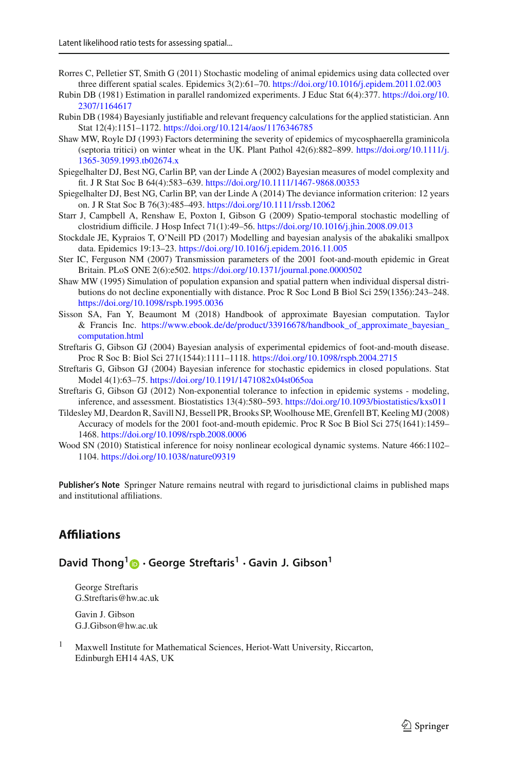Rorres C, Pelletier ST, Smith G (2011) Stochastic modeling of animal epidemics using data collected over three different spatial scales. Epidemics 3(2):61–70. https://doi.org/10.1016/j.epidem.2011.02.003

Rubin DB (1981) Estimation in parallel randomized experiments. J Educ Stat 6(4):377. https://doi.org/10.2307/1164617

Rubin DB (1984) Bayesianly justifiable and relevant frequency calculations for the applied statistician. Ann Stat 12(4):1151–1172. https://doi.org/10.1214/aos/1176346785

Shaw MW, Royle DJ (1993) Factors determining the severity of epidemics of mycosphaerella graminicola (septoria tritici) on winter wheat in the UK. Plant Pathol 42(6):882–899. https://doi.org/10.1111/j.1365-3059.1993.tb02674.x

Spiegelhalter DJ, Best NG, Carlin BP, van der Linde A (2002) Bayesian measures of model complexity and fit. J R Stat Soc B 64(4):583–639. https://doi.org/10.1111/1467-9868.00353

Spiegelhalter DJ, Best NG, Carlin BP, van der Linde A (2014) The deviance information criterion: 12 years on. J R Stat Soc B 76(3):485–493. https://doi.org/10.1111/rssb.12062

Starr J, Campbell A, Renshaw E, Poxton I, Gibson G (2009) Spatio-temporal stochastic modelling of clostridium difficile. J Hosp Infect 71(1):49–56. https://doi.org/10.1016/j.jhin.2008.09.013

Stockdale JE, Kypraios T, O'Neill PD (2017) Modelling and bayesian analysis of the abakaliki smallpox data. Epidemics 19:13–23. https://doi.org/10.1016/j.epidem.2016.11.005

Ster IC, Ferguson NM (2007) Transmission parameters of the 2001 foot-and-mouth epidemic in Great Britain. PLoS ONE 2(6):e502. https://doi.org/10.1371/journal.pone.0000502

Shaw MW (1995) Simulation of population expansion and spatial pattern when individual dispersal distributions do not decline exponentially with distance. Proc R Soc Lond B Biol Sci 259(1356):243–248. https://doi.org/10.1098/rspb.1995.0036

Sisson SA, Fan Y, Beaumont M (2018) Handbook of approximate Bayesian computation. Taylor & Francis Inc. https://www.ebook.de/de/product/33916678/handbook_of_approximate_bayesian_computation.html

Streftaris G, Gibson GJ (2004) Bayesian analysis of experimental epidemics of foot-and-mouth disease. Proc R Soc B: Biol Sci 271(1544):1111–1118. https://doi.org/10.1098/rspb.2004.2715

Streftaris G, Gibson GJ (2004) Bayesian inference for stochastic epidemics in closed populations. Stat Model 4(1):63–75. https://doi.org/10.1191/1471082x04st065oa

Streftaris G, Gibson GJ (2012) Non-exponential tolerance to infection in epidemic systems - modeling, inference, and assessment. Biostatistics 13(4):580–593. https://doi.org/10.1093/biostatistics/kxs011

Tildesley MJ, Deardon R, Savill NJ, Bessell PR, Brooks SP, Woolhouse ME, Grenfell BT, Keeling MJ (2008) Accuracy of models for the 2001 foot-and-mouth epidemic. Proc R Soc B Biol Sci 275(1641):1459–1468. https://doi.org/10.1098/rspb.2008.0006

Wood SN (2010) Statistical inference for noisy nonlinear ecological dynamic systems. Nature 466:1102–1104. https://doi.org/10.1038/nature09319

**Publisher's Note** Springer Nature remains neutral with regard to jurisdictional claims in published maps and institutional affiliations.

## Affiliations

### David Thong[1] · George Streftaris[1] · Gavin J. Gibson[1]

George Streftaris
G.Streftaris@hw.ac.uk

Gavin J. Gibson
G.J.Gibson@hw.ac.uk

[1] Maxwell Institute for Mathematical Sciences, Heriot-Watt University, Riccarton, Edinburgh EH14 4AS, UK